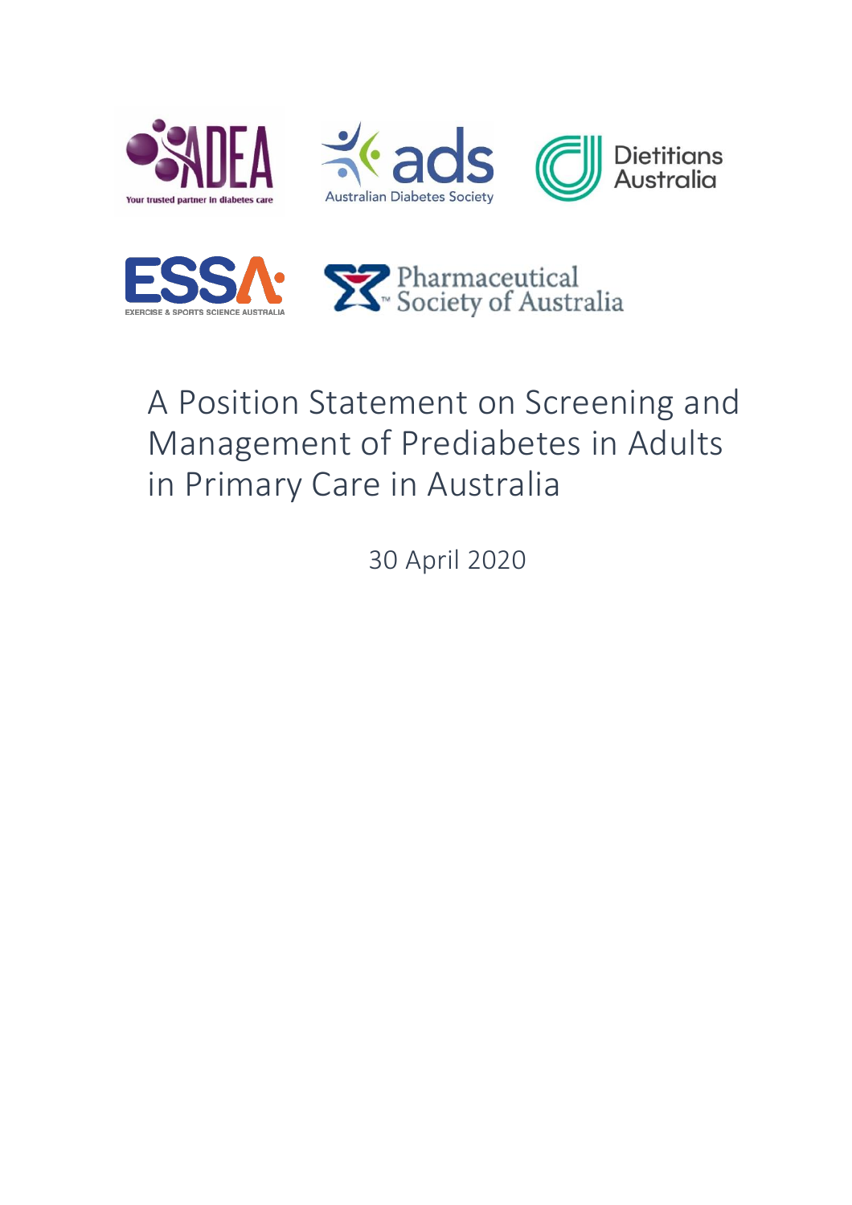# A Position Statement on Screening and Management of Prediabetes in Adults in Primary Care in Australia

30 April 2020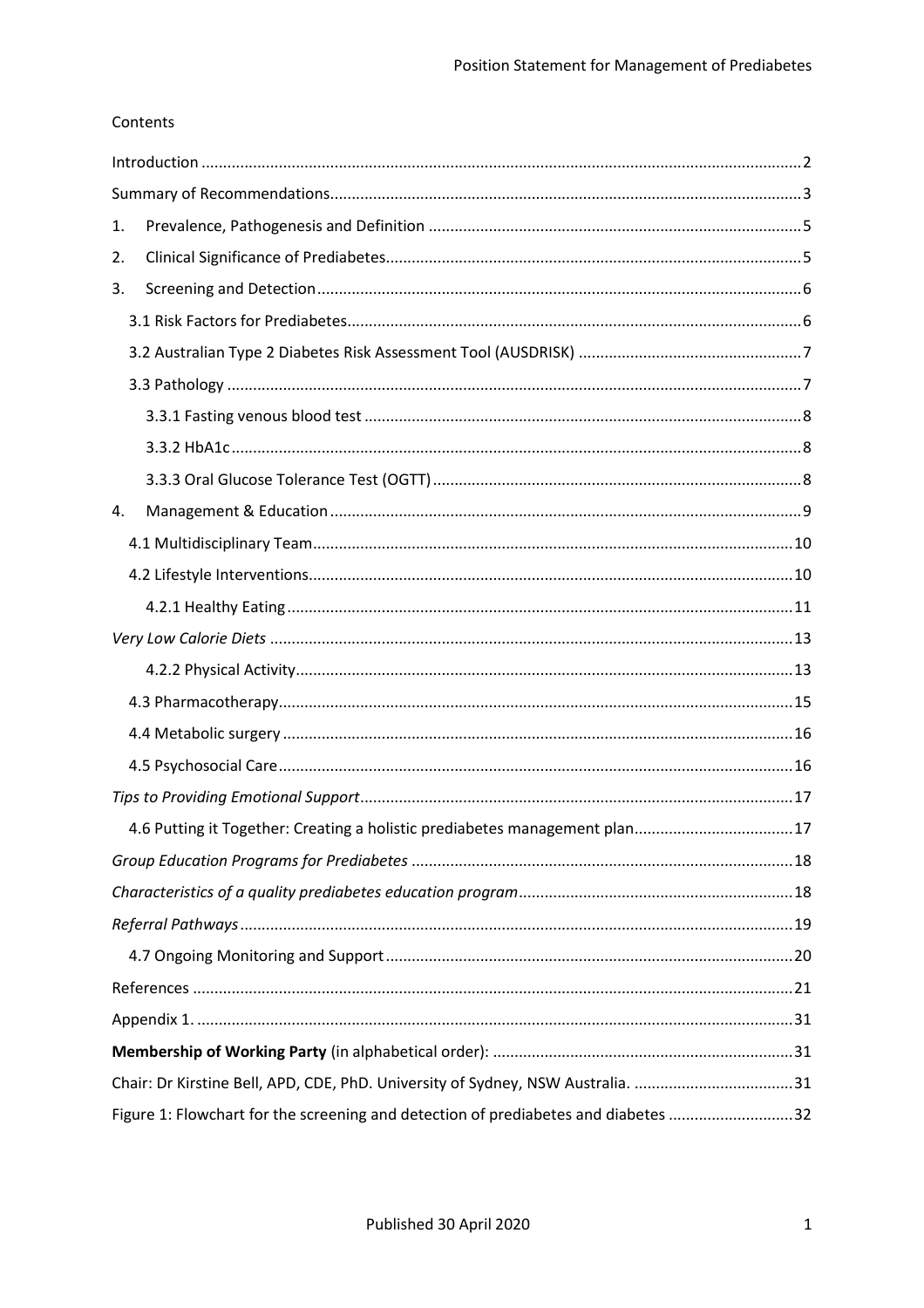Contents

- Introduction .......... 2
- Summary of Recommendations .......... 3
- 1. Prevalence, Pathogenesis and Definition .......... 5
- 2. Clinical Significance of Prediabetes .......... 5
- 3. Screening and Detection .......... 6
  - 3.1 Risk Factors for Prediabetes .......... 6
  - 3.2 Australian Type 2 Diabetes Risk Assessment Tool (AUSDRISK) .......... 7
  - 3.3 Pathology .......... 7
    - 3.3.1 Fasting venous blood test .......... 8
    - 3.3.2 HbA1c .......... 8
    - 3.3.3 Oral Glucose Tolerance Test (OGTT) .......... 8
- 4. Management & Education .......... 9
  - 4.1 Multidisciplinary Team .......... 10
  - 4.2 Lifestyle Interventions .......... 10
    - 4.2.1 Healthy Eating .......... 11
- *Very Low Calorie Diets* .......... 13
    - 4.2.2 Physical Activity .......... 13
  - 4.3 Pharmacotherapy .......... 15
  - 4.4 Metabolic surgery .......... 16
  - 4.5 Psychosocial Care .......... 16
- *Tips to Providing Emotional Support* .......... 17
  - 4.6 Putting it Together: Creating a holistic prediabetes management plan .......... 17
- *Group Education Programs for Prediabetes* .......... 18
- *Characteristics of a quality prediabetes education program* .......... 18
- *Referral Pathways* .......... 19
  - 4.7 Ongoing Monitoring and Support .......... 20
- References .......... 21
- Appendix 1. .......... 31
- **Membership of Working Party** (in alphabetical order): .......... 31
- Chair: Dr Kirstine Bell, APD, CDE, PhD. University of Sydney, NSW Australia. .......... 31
- Figure 1: Flowchart for the screening and detection of prediabetes and diabetes .......... 32

Published 30 April 2020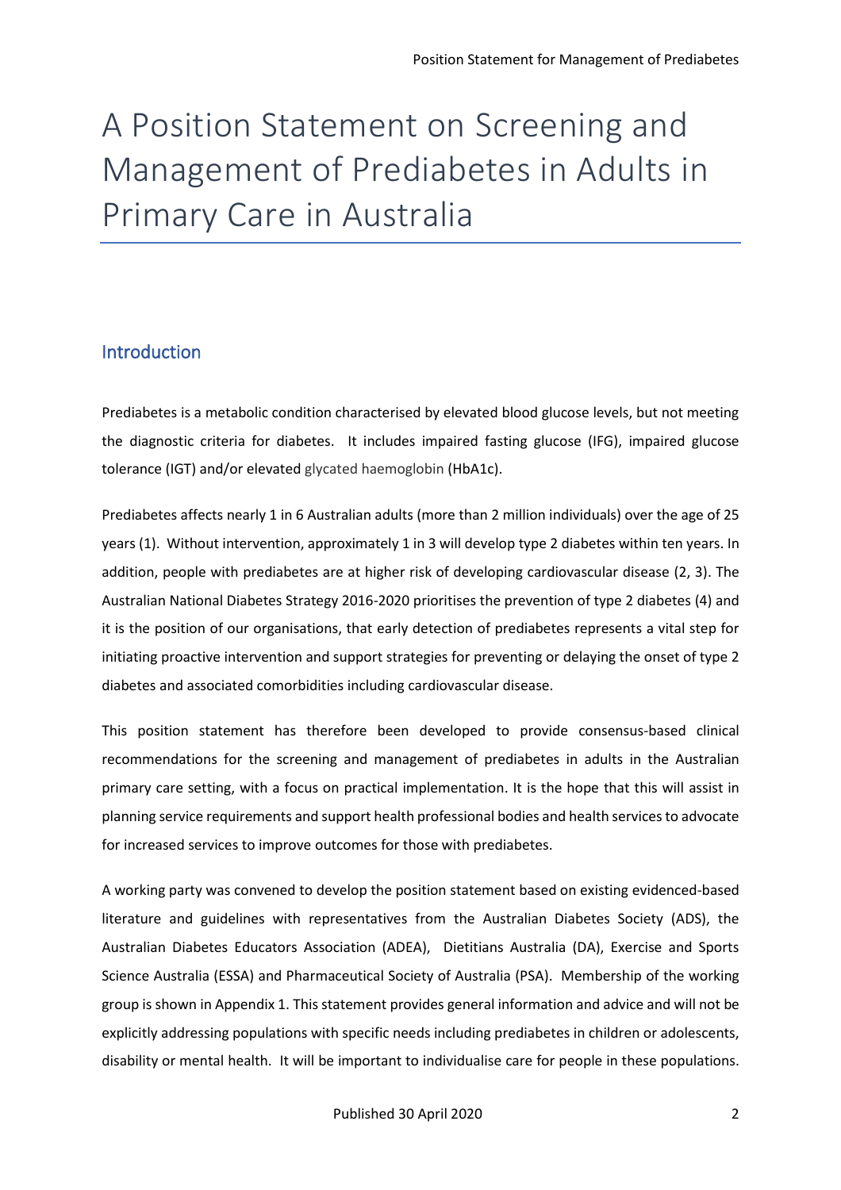# A Position Statement on Screening and Management of Prediabetes in Adults in Primary Care in Australia

## Introduction

Prediabetes is a metabolic condition characterised by elevated blood glucose levels, but not meeting the diagnostic criteria for diabetes. It includes impaired fasting glucose (IFG), impaired glucose tolerance (IGT) and/or elevated glycated haemoglobin (HbA1c).

Prediabetes affects nearly 1 in 6 Australian adults (more than 2 million individuals) over the age of 25 years (1). Without intervention, approximately 1 in 3 will develop type 2 diabetes within ten years. In addition, people with prediabetes are at higher risk of developing cardiovascular disease (2, 3). The Australian National Diabetes Strategy 2016-2020 prioritises the prevention of type 2 diabetes (4) and it is the position of our organisations, that early detection of prediabetes represents a vital step for initiating proactive intervention and support strategies for preventing or delaying the onset of type 2 diabetes and associated comorbidities including cardiovascular disease.

This position statement has therefore been developed to provide consensus-based clinical recommendations for the screening and management of prediabetes in adults in the Australian primary care setting, with a focus on practical implementation. It is the hope that this will assist in planning service requirements and support health professional bodies and health services to advocate for increased services to improve outcomes for those with prediabetes.

A working party was convened to develop the position statement based on existing evidenced-based literature and guidelines with representatives from the Australian Diabetes Society (ADS), the Australian Diabetes Educators Association (ADEA), Dietitians Australia (DA), Exercise and Sports Science Australia (ESSA) and Pharmaceutical Society of Australia (PSA). Membership of the working group is shown in Appendix 1. This statement provides general information and advice and will not be explicitly addressing populations with specific needs including prediabetes in children or adolescents, disability or mental health. It will be important to individualise care for people in these populations.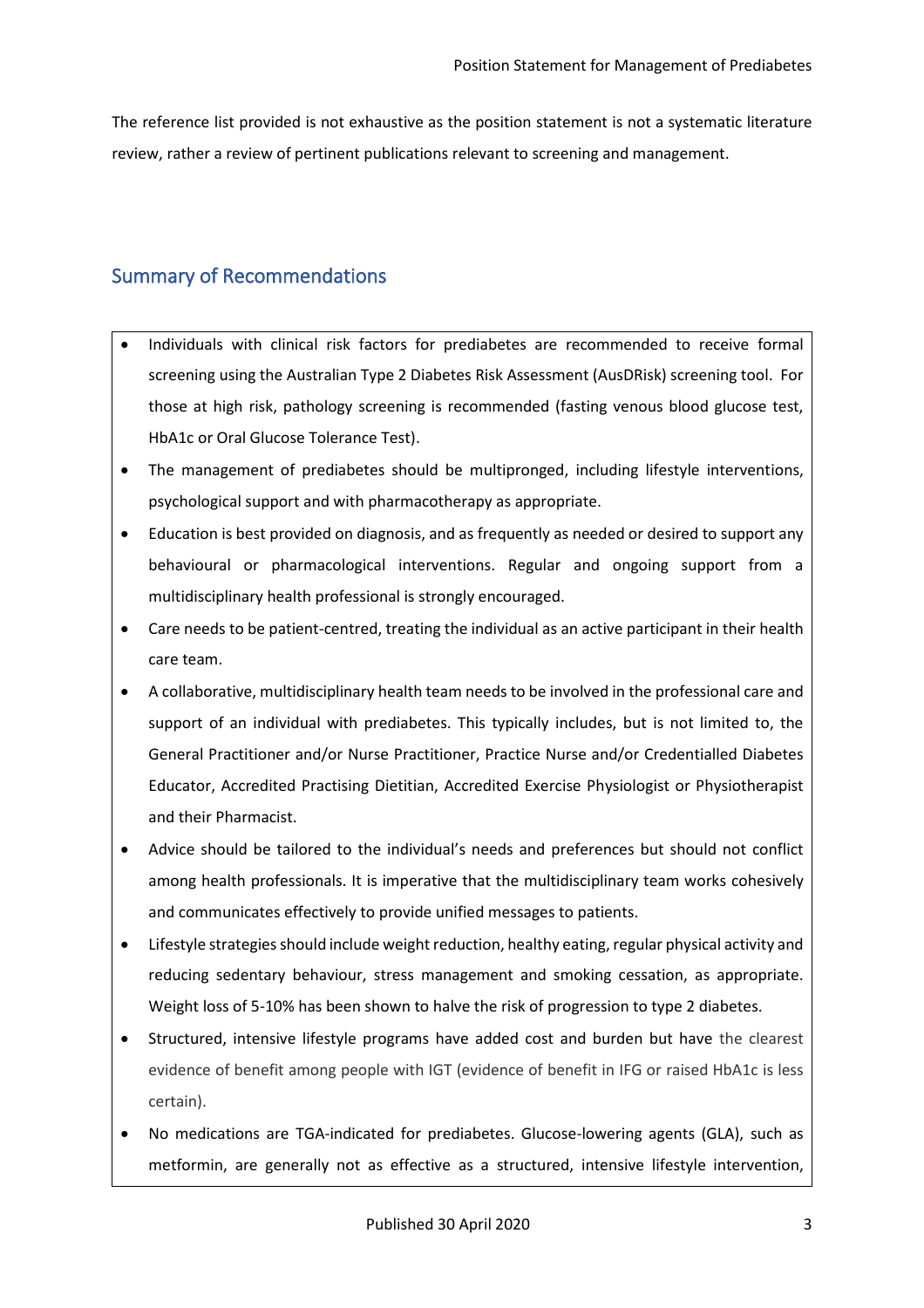The reference list provided is not exhaustive as the position statement is not a systematic literature review, rather a review of pertinent publications relevant to screening and management.

## Summary of Recommendations

- Individuals with clinical risk factors for prediabetes are recommended to receive formal screening using the Australian Type 2 Diabetes Risk Assessment (AusDRisk) screening tool. For those at high risk, pathology screening is recommended (fasting venous blood glucose test, HbA1c or Oral Glucose Tolerance Test).
- The management of prediabetes should be multipronged, including lifestyle interventions, psychological support and with pharmacotherapy as appropriate.
- Education is best provided on diagnosis, and as frequently as needed or desired to support any behavioural or pharmacological interventions. Regular and ongoing support from a multidisciplinary health professional is strongly encouraged.
- Care needs to be patient-centred, treating the individual as an active participant in their health care team.
- A collaborative, multidisciplinary health team needs to be involved in the professional care and support of an individual with prediabetes. This typically includes, but is not limited to, the General Practitioner and/or Nurse Practitioner, Practice Nurse and/or Credentialled Diabetes Educator, Accredited Practising Dietitian, Accredited Exercise Physiologist or Physiotherapist and their Pharmacist.
- Advice should be tailored to the individual's needs and preferences but should not conflict among health professionals. It is imperative that the multidisciplinary team works cohesively and communicates effectively to provide unified messages to patients.
- Lifestyle strategies should include weight reduction, healthy eating, regular physical activity and reducing sedentary behaviour, stress management and smoking cessation, as appropriate. Weight loss of 5-10% has been shown to halve the risk of progression to type 2 diabetes.
- Structured, intensive lifestyle programs have added cost and burden but have the clearest evidence of benefit among people with IGT (evidence of benefit in IFG or raised HbA1c is less certain).
- No medications are TGA-indicated for prediabetes. Glucose-lowering agents (GLA), such as metformin, are generally not as effective as a structured, intensive lifestyle intervention,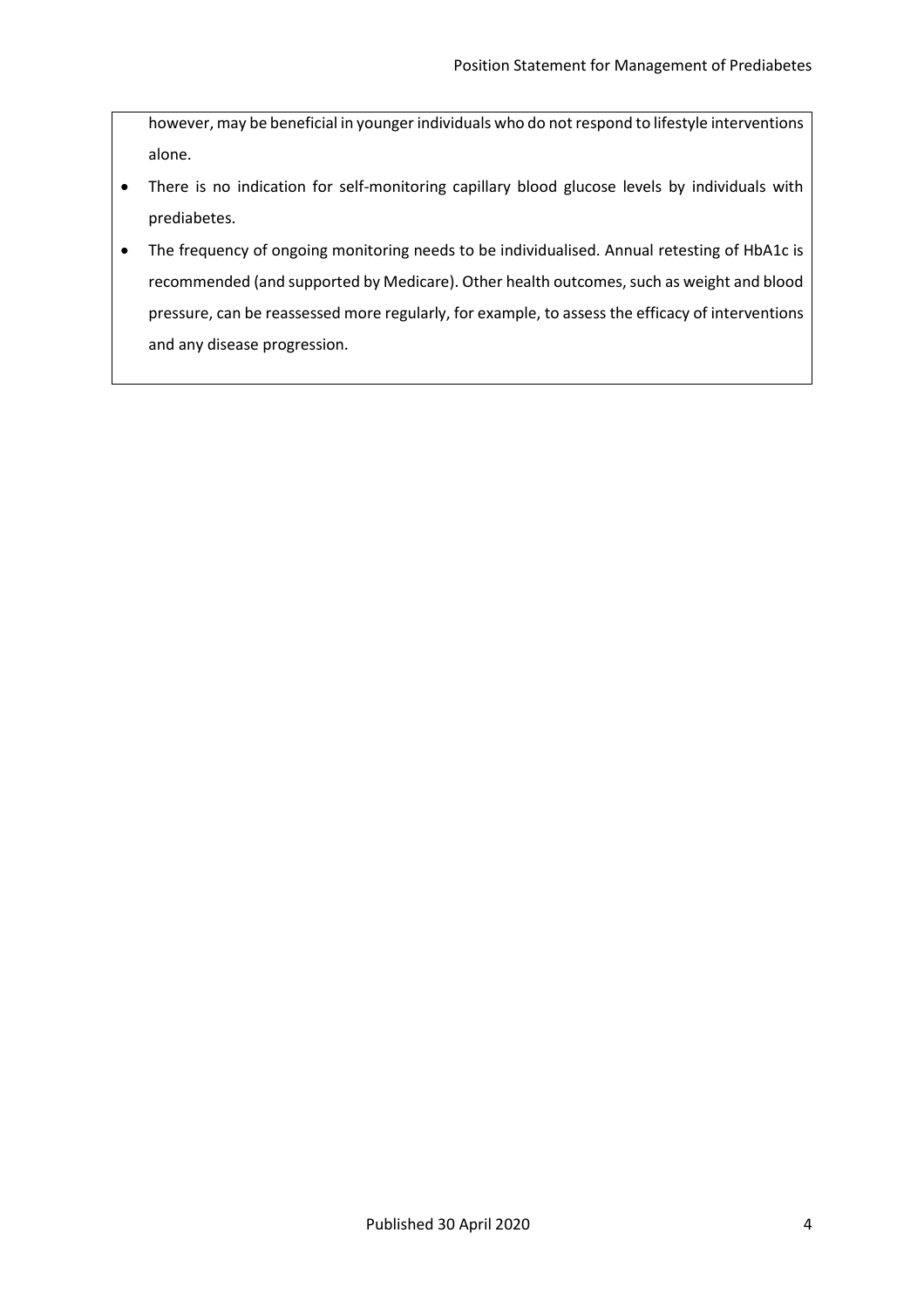however, may be beneficial in younger individuals who do not respond to lifestyle interventions alone.

- There is no indication for self-monitoring capillary blood glucose levels by individuals with prediabetes.
- The frequency of ongoing monitoring needs to be individualised. Annual retesting of HbA1c is recommended (and supported by Medicare). Other health outcomes, such as weight and blood pressure, can be reassessed more regularly, for example, to assess the efficacy of interventions and any disease progression.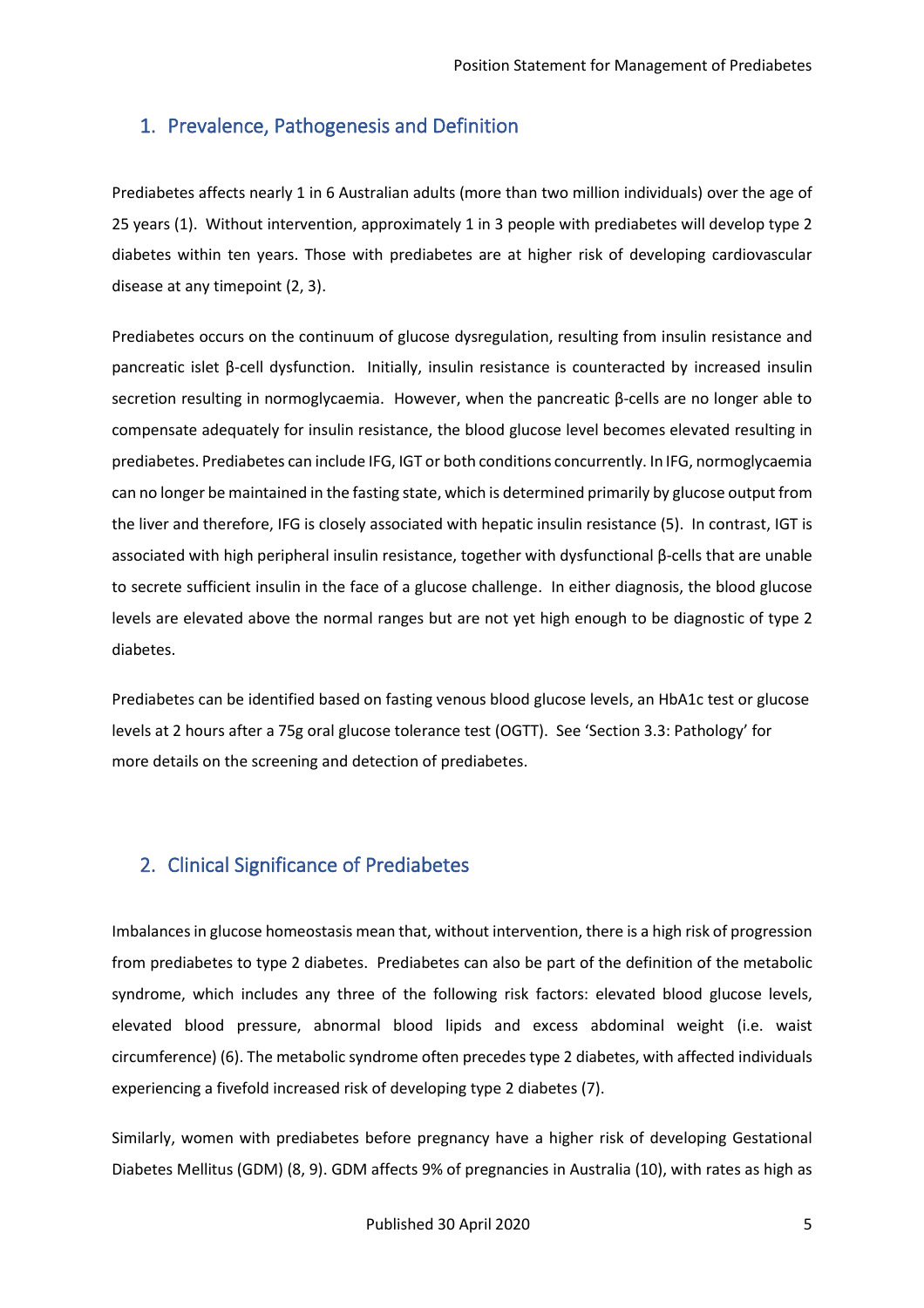## 1. Prevalence, Pathogenesis and Definition

Prediabetes affects nearly 1 in 6 Australian adults (more than two million individuals) over the age of 25 years (1). Without intervention, approximately 1 in 3 people with prediabetes will develop type 2 diabetes within ten years. Those with prediabetes are at higher risk of developing cardiovascular disease at any timepoint (2, 3).

Prediabetes occurs on the continuum of glucose dysregulation, resulting from insulin resistance and pancreatic islet β-cell dysfunction. Initially, insulin resistance is counteracted by increased insulin secretion resulting in normoglycaemia. However, when the pancreatic β-cells are no longer able to compensate adequately for insulin resistance, the blood glucose level becomes elevated resulting in prediabetes. Prediabetes can include IFG, IGT or both conditions concurrently. In IFG, normoglycaemia can no longer be maintained in the fasting state, which is determined primarily by glucose output from the liver and therefore, IFG is closely associated with hepatic insulin resistance (5). In contrast, IGT is associated with high peripheral insulin resistance, together with dysfunctional β-cells that are unable to secrete sufficient insulin in the face of a glucose challenge. In either diagnosis, the blood glucose levels are elevated above the normal ranges but are not yet high enough to be diagnostic of type 2 diabetes.

Prediabetes can be identified based on fasting venous blood glucose levels, an HbA1c test or glucose levels at 2 hours after a 75g oral glucose tolerance test (OGTT). See 'Section 3.3: Pathology' for more details on the screening and detection of prediabetes.

## 2. Clinical Significance of Prediabetes

Imbalances in glucose homeostasis mean that, without intervention, there is a high risk of progression from prediabetes to type 2 diabetes. Prediabetes can also be part of the definition of the metabolic syndrome, which includes any three of the following risk factors: elevated blood glucose levels, elevated blood pressure, abnormal blood lipids and excess abdominal weight (i.e. waist circumference) (6). The metabolic syndrome often precedes type 2 diabetes, with affected individuals experiencing a fivefold increased risk of developing type 2 diabetes (7).

Similarly, women with prediabetes before pregnancy have a higher risk of developing Gestational Diabetes Mellitus (GDM) (8, 9). GDM affects 9% of pregnancies in Australia (10), with rates as high as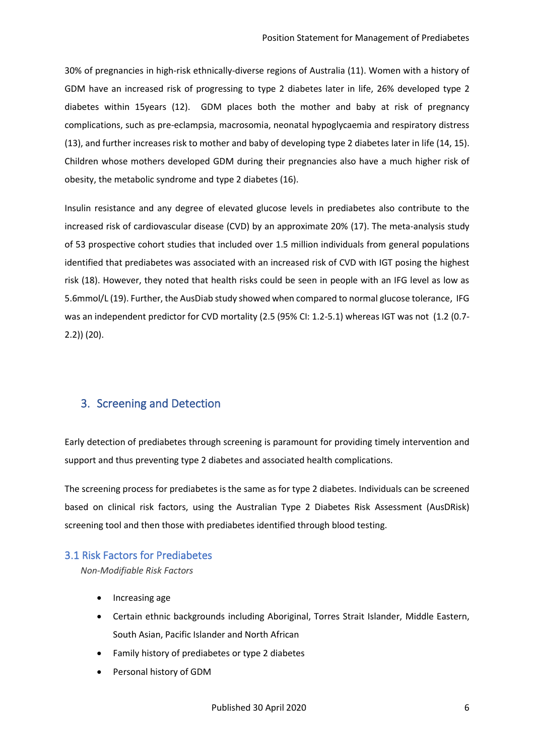30% of pregnancies in high-risk ethnically-diverse regions of Australia (11). Women with a history of GDM have an increased risk of progressing to type 2 diabetes later in life, 26% developed type 2 diabetes within 15years (12). GDM places both the mother and baby at risk of pregnancy complications, such as pre-eclampsia, macrosomia, neonatal hypoglycaemia and respiratory distress (13), and further increases risk to mother and baby of developing type 2 diabetes later in life (14, 15). Children whose mothers developed GDM during their pregnancies also have a much higher risk of obesity, the metabolic syndrome and type 2 diabetes (16).

Insulin resistance and any degree of elevated glucose levels in prediabetes also contribute to the increased risk of cardiovascular disease (CVD) by an approximate 20% (17). The meta-analysis study of 53 prospective cohort studies that included over 1.5 million individuals from general populations identified that prediabetes was associated with an increased risk of CVD with IGT posing the highest risk (18). However, they noted that health risks could be seen in people with an IFG level as low as 5.6mmol/L (19). Further, the AusDiab study showed when compared to normal glucose tolerance, IFG was an independent predictor for CVD mortality (2.5 (95% CI: 1.2-5.1) whereas IGT was not (1.2 (0.7-2.2)) (20).

## 3. Screening and Detection

Early detection of prediabetes through screening is paramount for providing timely intervention and support and thus preventing type 2 diabetes and associated health complications.

The screening process for prediabetes is the same as for type 2 diabetes. Individuals can be screened based on clinical risk factors, using the Australian Type 2 Diabetes Risk Assessment (AusDRisk) screening tool and then those with prediabetes identified through blood testing.

### 3.1 Risk Factors for Prediabetes

*Non-Modifiable Risk Factors*

- Increasing age
- Certain ethnic backgrounds including Aboriginal, Torres Strait Islander, Middle Eastern, South Asian, Pacific Islander and North African
- Family history of prediabetes or type 2 diabetes
- Personal history of GDM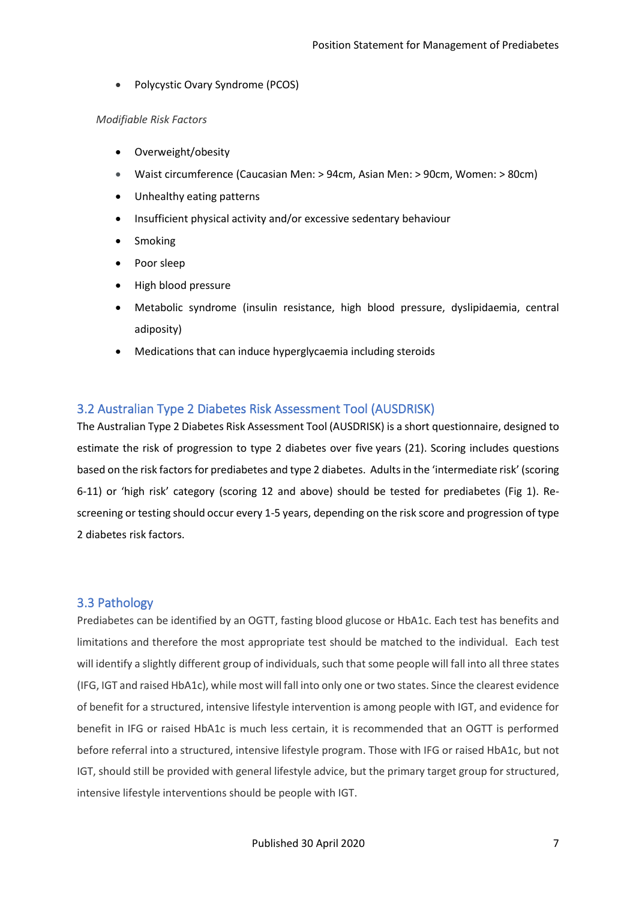- Polycystic Ovary Syndrome (PCOS)

*Modifiable Risk Factors*

- Overweight/obesity
- Waist circumference (Caucasian Men: > 94cm, Asian Men: > 90cm, Women: > 80cm)
- Unhealthy eating patterns
- Insufficient physical activity and/or excessive sedentary behaviour
- Smoking
- Poor sleep
- High blood pressure
- Metabolic syndrome (insulin resistance, high blood pressure, dyslipidaemia, central adiposity)
- Medications that can induce hyperglycaemia including steroids

## 3.2 Australian Type 2 Diabetes Risk Assessment Tool (AUSDRISK)

The Australian Type 2 Diabetes Risk Assessment Tool (AUSDRISK) is a short questionnaire, designed to estimate the risk of progression to type 2 diabetes over five years (21). Scoring includes questions based on the risk factors for prediabetes and type 2 diabetes. Adults in the 'intermediate risk' (scoring 6-11) or 'high risk' category (scoring 12 and above) should be tested for prediabetes (Fig 1). Re-screening or testing should occur every 1-5 years, depending on the risk score and progression of type 2 diabetes risk factors.

## 3.3 Pathology

Prediabetes can be identified by an OGTT, fasting blood glucose or HbA1c. Each test has benefits and limitations and therefore the most appropriate test should be matched to the individual. Each test will identify a slightly different group of individuals, such that some people will fall into all three states (IFG, IGT and raised HbA1c), while most will fall into only one or two states. Since the clearest evidence of benefit for a structured, intensive lifestyle intervention is among people with IGT, and evidence for benefit in IFG or raised HbA1c is much less certain, it is recommended that an OGTT is performed before referral into a structured, intensive lifestyle program. Those with IFG or raised HbA1c, but not IGT, should still be provided with general lifestyle advice, but the primary target group for structured, intensive lifestyle interventions should be people with IGT.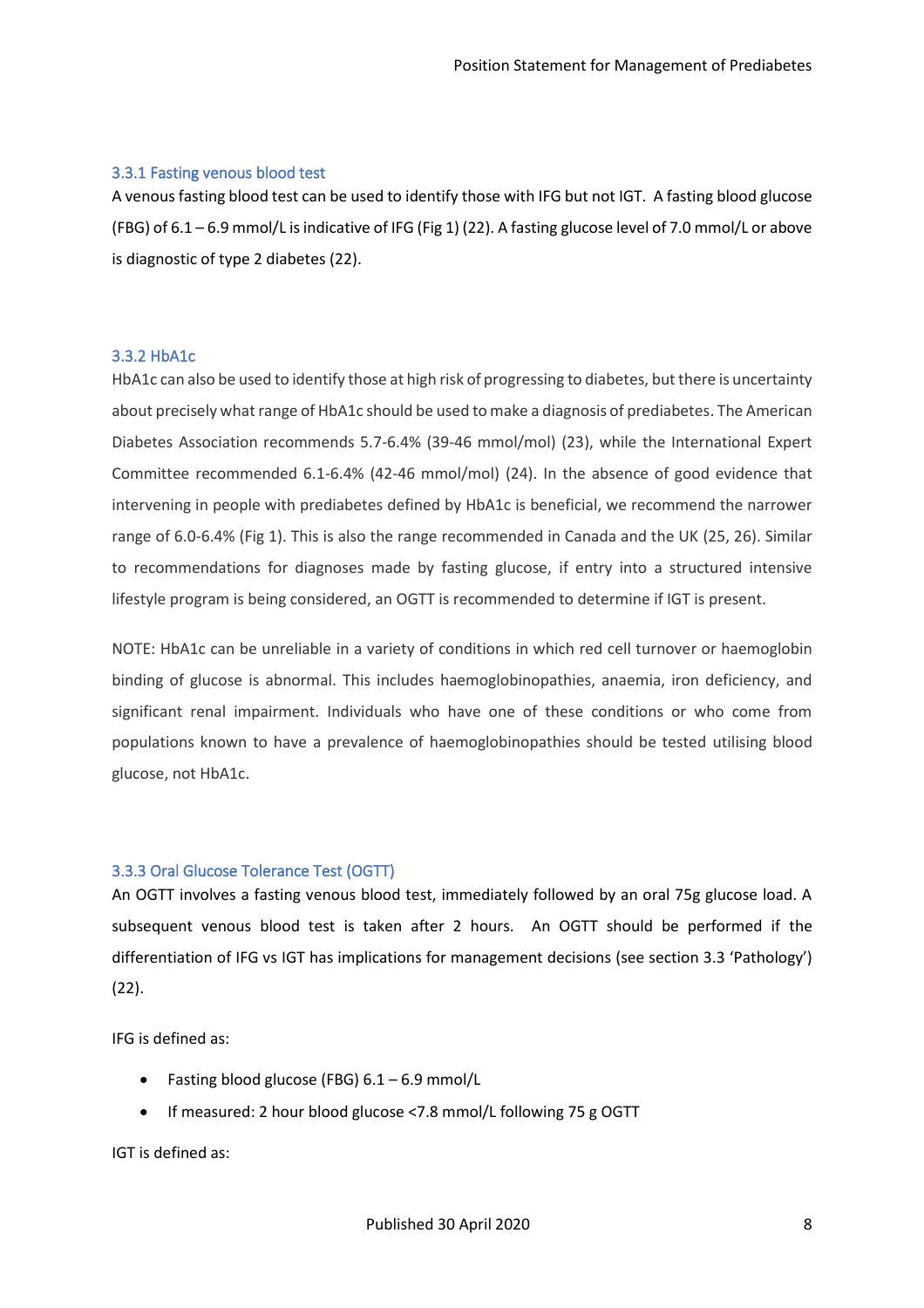### 3.3.1 Fasting venous blood test

A venous fasting blood test can be used to identify those with IFG but not IGT. A fasting blood glucose (FBG) of 6.1 – 6.9 mmol/L is indicative of IFG (Fig 1) (22). A fasting glucose level of 7.0 mmol/L or above is diagnostic of type 2 diabetes (22).

### 3.3.2 HbA1c

HbA1c can also be used to identify those at high risk of progressing to diabetes, but there is uncertainty about precisely what range of HbA1c should be used to make a diagnosis of prediabetes. The American Diabetes Association recommends 5.7-6.4% (39-46 mmol/mol) (23), while the International Expert Committee recommended 6.1-6.4% (42-46 mmol/mol) (24). In the absence of good evidence that intervening in people with prediabetes defined by HbA1c is beneficial, we recommend the narrower range of 6.0-6.4% (Fig 1). This is also the range recommended in Canada and the UK (25, 26). Similar to recommendations for diagnoses made by fasting glucose, if entry into a structured intensive lifestyle program is being considered, an OGTT is recommended to determine if IGT is present.

NOTE: HbA1c can be unreliable in a variety of conditions in which red cell turnover or haemoglobin binding of glucose is abnormal. This includes haemoglobinopathies, anaemia, iron deficiency, and significant renal impairment. Individuals who have one of these conditions or who come from populations known to have a prevalence of haemoglobinopathies should be tested utilising blood glucose, not HbA1c.

### 3.3.3 Oral Glucose Tolerance Test (OGTT)

An OGTT involves a fasting venous blood test, immediately followed by an oral 75g glucose load. A subsequent venous blood test is taken after 2 hours. An OGTT should be performed if the differentiation of IFG vs IGT has implications for management decisions (see section 3.3 'Pathology') (22).

IFG is defined as:

- Fasting blood glucose (FBG) 6.1 – 6.9 mmol/L
- If measured: 2 hour blood glucose <7.8 mmol/L following 75 g OGTT

IGT is defined as: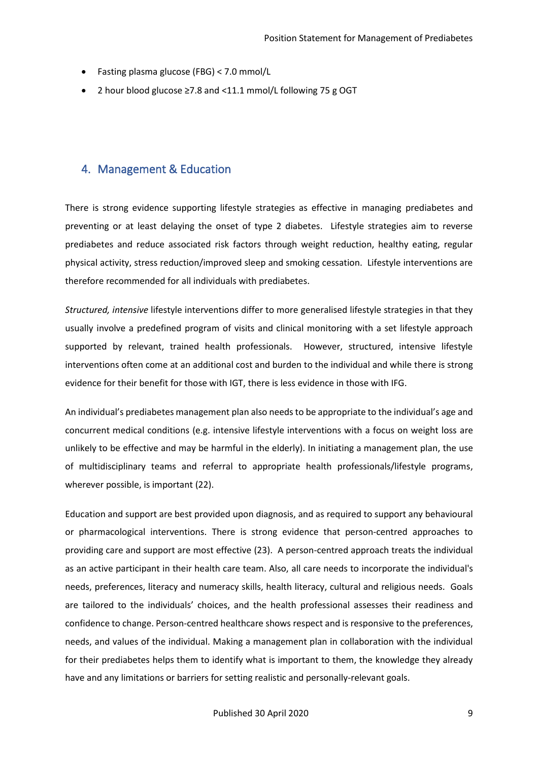- Fasting plasma glucose (FBG) < 7.0 mmol/L
- 2 hour blood glucose ≥7.8 and <11.1 mmol/L following 75 g OGT

## 4. Management & Education

There is strong evidence supporting lifestyle strategies as effective in managing prediabetes and preventing or at least delaying the onset of type 2 diabetes. Lifestyle strategies aim to reverse prediabetes and reduce associated risk factors through weight reduction, healthy eating, regular physical activity, stress reduction/improved sleep and smoking cessation. Lifestyle interventions are therefore recommended for all individuals with prediabetes.

*Structured, intensive* lifestyle interventions differ to more generalised lifestyle strategies in that they usually involve a predefined program of visits and clinical monitoring with a set lifestyle approach supported by relevant, trained health professionals. However, structured, intensive lifestyle interventions often come at an additional cost and burden to the individual and while there is strong evidence for their benefit for those with IGT, there is less evidence in those with IFG.

An individual's prediabetes management plan also needs to be appropriate to the individual's age and concurrent medical conditions (e.g. intensive lifestyle interventions with a focus on weight loss are unlikely to be effective and may be harmful in the elderly). In initiating a management plan, the use of multidisciplinary teams and referral to appropriate health professionals/lifestyle programs, wherever possible, is important (22).

Education and support are best provided upon diagnosis, and as required to support any behavioural or pharmacological interventions. There is strong evidence that person-centred approaches to providing care and support are most effective (23). A person-centred approach treats the individual as an active participant in their health care team. Also, all care needs to incorporate the individual's needs, preferences, literacy and numeracy skills, health literacy, cultural and religious needs. Goals are tailored to the individuals' choices, and the health professional assesses their readiness and confidence to change. Person-centred healthcare shows respect and is responsive to the preferences, needs, and values of the individual. Making a management plan in collaboration with the individual for their prediabetes helps them to identify what is important to them, the knowledge they already have and any limitations or barriers for setting realistic and personally-relevant goals.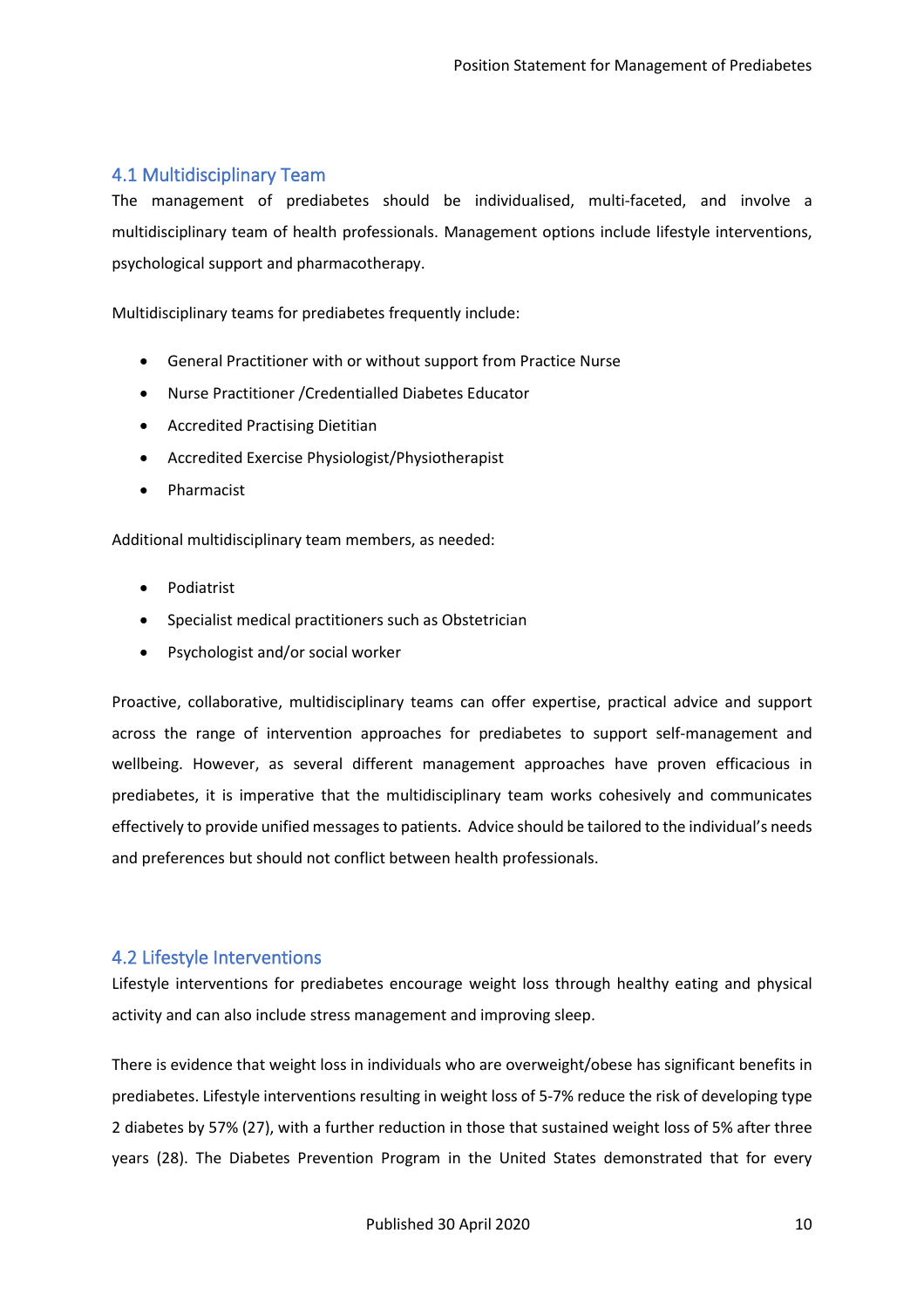## 4.1 Multidisciplinary Team

The management of prediabetes should be individualised, multi-faceted, and involve a multidisciplinary team of health professionals. Management options include lifestyle interventions, psychological support and pharmacotherapy.

Multidisciplinary teams for prediabetes frequently include:

- General Practitioner with or without support from Practice Nurse
- Nurse Practitioner /Credentialled Diabetes Educator
- Accredited Practising Dietitian
- Accredited Exercise Physiologist/Physiotherapist
- Pharmacist

Additional multidisciplinary team members, as needed:

- Podiatrist
- Specialist medical practitioners such as Obstetrician
- Psychologist and/or social worker

Proactive, collaborative, multidisciplinary teams can offer expertise, practical advice and support across the range of intervention approaches for prediabetes to support self-management and wellbeing. However, as several different management approaches have proven efficacious in prediabetes, it is imperative that the multidisciplinary team works cohesively and communicates effectively to provide unified messages to patients. Advice should be tailored to the individual's needs and preferences but should not conflict between health professionals.

## 4.2 Lifestyle Interventions

Lifestyle interventions for prediabetes encourage weight loss through healthy eating and physical activity and can also include stress management and improving sleep.

There is evidence that weight loss in individuals who are overweight/obese has significant benefits in prediabetes. Lifestyle interventions resulting in weight loss of 5-7% reduce the risk of developing type 2 diabetes by 57% (27), with a further reduction in those that sustained weight loss of 5% after three years (28). The Diabetes Prevention Program in the United States demonstrated that for every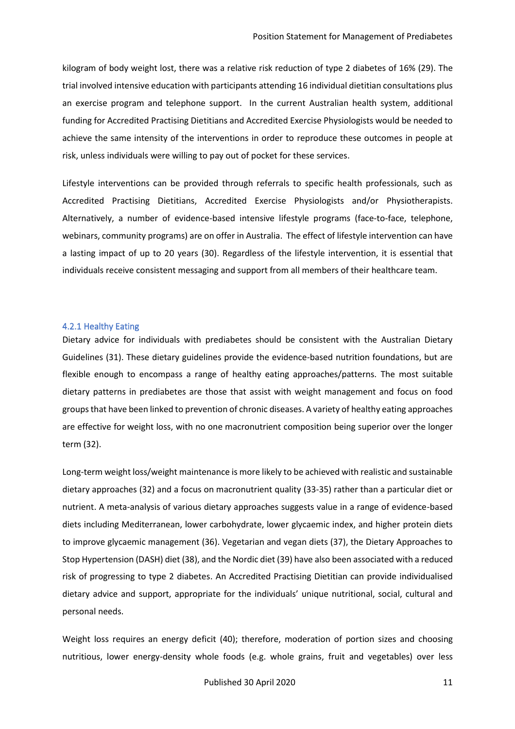kilogram of body weight lost, there was a relative risk reduction of type 2 diabetes of 16% (29). The trial involved intensive education with participants attending 16 individual dietitian consultations plus an exercise program and telephone support. In the current Australian health system, additional funding for Accredited Practising Dietitians and Accredited Exercise Physiologists would be needed to achieve the same intensity of the interventions in order to reproduce these outcomes in people at risk, unless individuals were willing to pay out of pocket for these services.

Lifestyle interventions can be provided through referrals to specific health professionals, such as Accredited Practising Dietitians, Accredited Exercise Physiologists and/or Physiotherapists. Alternatively, a number of evidence-based intensive lifestyle programs (face-to-face, telephone, webinars, community programs) are on offer in Australia. The effect of lifestyle intervention can have a lasting impact of up to 20 years (30). Regardless of the lifestyle intervention, it is essential that individuals receive consistent messaging and support from all members of their healthcare team.

### 4.2.1 Healthy Eating

Dietary advice for individuals with prediabetes should be consistent with the Australian Dietary Guidelines (31). These dietary guidelines provide the evidence-based nutrition foundations, but are flexible enough to encompass a range of healthy eating approaches/patterns. The most suitable dietary patterns in prediabetes are those that assist with weight management and focus on food groups that have been linked to prevention of chronic diseases. A variety of healthy eating approaches are effective for weight loss, with no one macronutrient composition being superior over the longer term (32).

Long-term weight loss/weight maintenance is more likely to be achieved with realistic and sustainable dietary approaches (32) and a focus on macronutrient quality (33-35) rather than a particular diet or nutrient. A meta-analysis of various dietary approaches suggests value in a range of evidence-based diets including Mediterranean, lower carbohydrate, lower glycaemic index, and higher protein diets to improve glycaemic management (36). Vegetarian and vegan diets (37), the Dietary Approaches to Stop Hypertension (DASH) diet (38), and the Nordic diet (39) have also been associated with a reduced risk of progressing to type 2 diabetes. An Accredited Practising Dietitian can provide individualised dietary advice and support, appropriate for the individuals' unique nutritional, social, cultural and personal needs.

Weight loss requires an energy deficit (40); therefore, moderation of portion sizes and choosing nutritious, lower energy-density whole foods (e.g. whole grains, fruit and vegetables) over less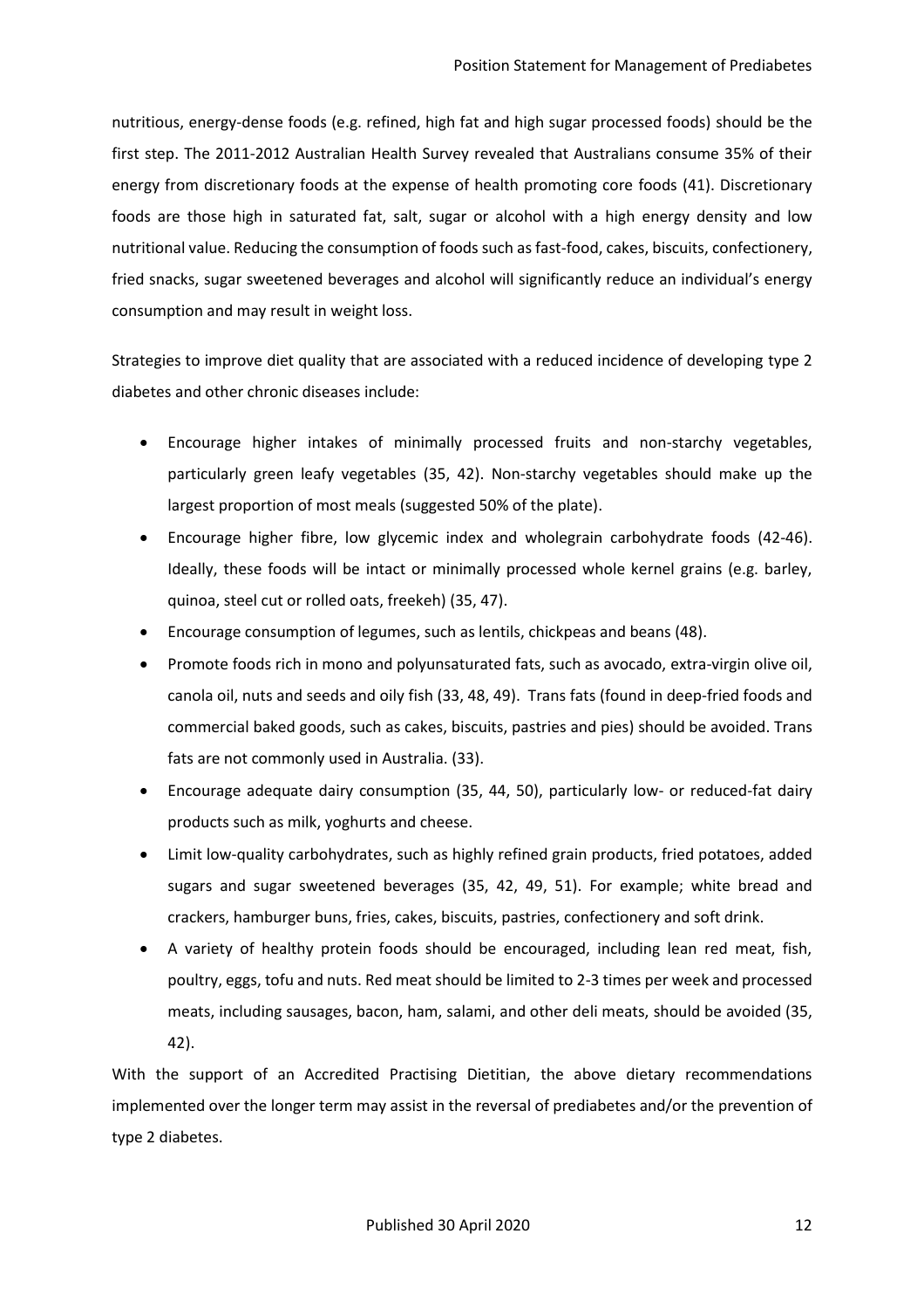nutritious, energy-dense foods (e.g. refined, high fat and high sugar processed foods) should be the first step. The 2011-2012 Australian Health Survey revealed that Australians consume 35% of their energy from discretionary foods at the expense of health promoting core foods (41). Discretionary foods are those high in saturated fat, salt, sugar or alcohol with a high energy density and low nutritional value. Reducing the consumption of foods such as fast-food, cakes, biscuits, confectionery, fried snacks, sugar sweetened beverages and alcohol will significantly reduce an individual's energy consumption and may result in weight loss.

Strategies to improve diet quality that are associated with a reduced incidence of developing type 2 diabetes and other chronic diseases include:

- Encourage higher intakes of minimally processed fruits and non-starchy vegetables, particularly green leafy vegetables (35, 42). Non-starchy vegetables should make up the largest proportion of most meals (suggested 50% of the plate).
- Encourage higher fibre, low glycemic index and wholegrain carbohydrate foods (42-46). Ideally, these foods will be intact or minimally processed whole kernel grains (e.g. barley, quinoa, steel cut or rolled oats, freekeh) (35, 47).
- Encourage consumption of legumes, such as lentils, chickpeas and beans (48).
- Promote foods rich in mono and polyunsaturated fats, such as avocado, extra-virgin olive oil, canola oil, nuts and seeds and oily fish (33, 48, 49). Trans fats (found in deep-fried foods and commercial baked goods, such as cakes, biscuits, pastries and pies) should be avoided. Trans fats are not commonly used in Australia. (33).
- Encourage adequate dairy consumption (35, 44, 50), particularly low- or reduced-fat dairy products such as milk, yoghurts and cheese.
- Limit low-quality carbohydrates, such as highly refined grain products, fried potatoes, added sugars and sugar sweetened beverages (35, 42, 49, 51). For example; white bread and crackers, hamburger buns, fries, cakes, biscuits, pastries, confectionery and soft drink.
- A variety of healthy protein foods should be encouraged, including lean red meat, fish, poultry, eggs, tofu and nuts. Red meat should be limited to 2-3 times per week and processed meats, including sausages, bacon, ham, salami, and other deli meats, should be avoided (35, 42).

With the support of an Accredited Practising Dietitian, the above dietary recommendations implemented over the longer term may assist in the reversal of prediabetes and/or the prevention of type 2 diabetes.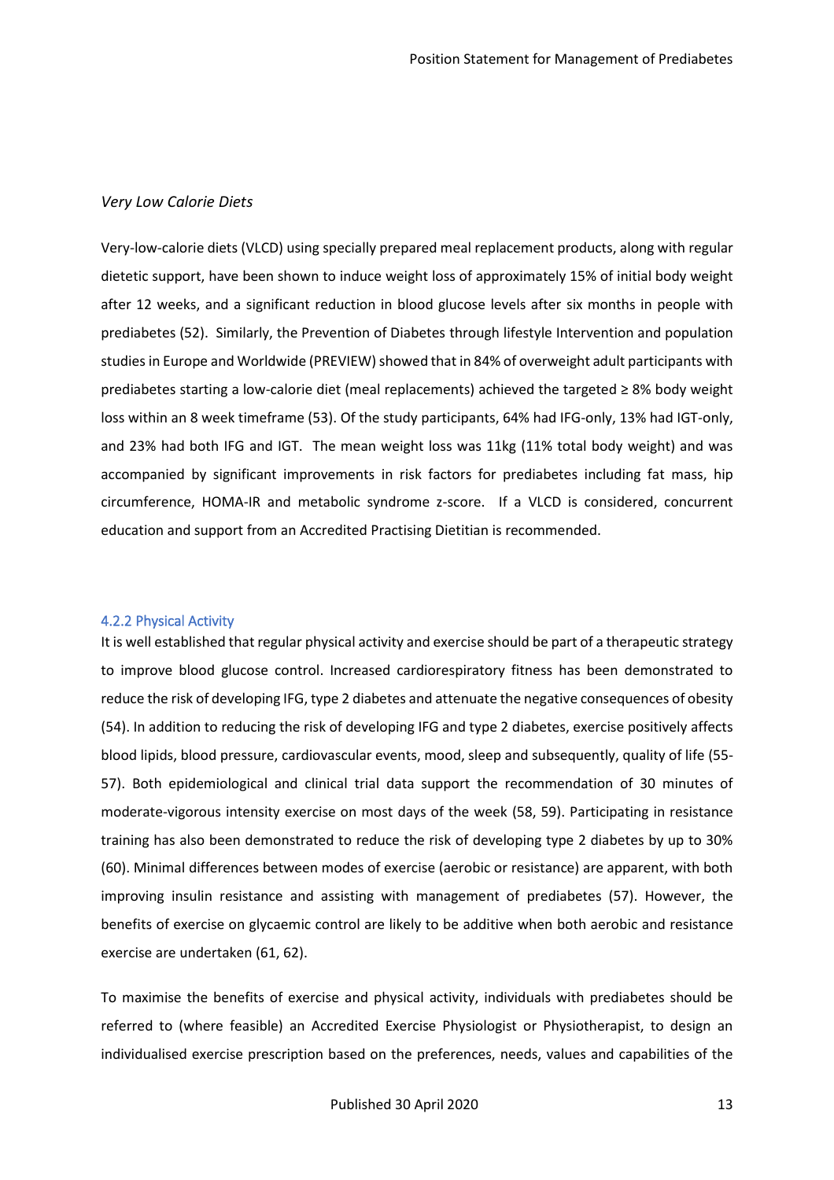### *Very Low Calorie Diets*

Very-low-calorie diets (VLCD) using specially prepared meal replacement products, along with regular dietetic support, have been shown to induce weight loss of approximately 15% of initial body weight after 12 weeks, and a significant reduction in blood glucose levels after six months in people with prediabetes (52). Similarly, the Prevention of Diabetes through lifestyle Intervention and population studies in Europe and Worldwide (PREVIEW) showed that in 84% of overweight adult participants with prediabetes starting a low-calorie diet (meal replacements) achieved the targeted ≥ 8% body weight loss within an 8 week timeframe (53). Of the study participants, 64% had IFG-only, 13% had IGT-only, and 23% had both IFG and IGT. The mean weight loss was 11kg (11% total body weight) and was accompanied by significant improvements in risk factors for prediabetes including fat mass, hip circumference, HOMA-IR and metabolic syndrome z-score. If a VLCD is considered, concurrent education and support from an Accredited Practising Dietitian is recommended.

### 4.2.2 Physical Activity

It is well established that regular physical activity and exercise should be part of a therapeutic strategy to improve blood glucose control. Increased cardiorespiratory fitness has been demonstrated to reduce the risk of developing IFG, type 2 diabetes and attenuate the negative consequences of obesity (54). In addition to reducing the risk of developing IFG and type 2 diabetes, exercise positively affects blood lipids, blood pressure, cardiovascular events, mood, sleep and subsequently, quality of life (55-57). Both epidemiological and clinical trial data support the recommendation of 30 minutes of moderate-vigorous intensity exercise on most days of the week (58, 59). Participating in resistance training has also been demonstrated to reduce the risk of developing type 2 diabetes by up to 30% (60). Minimal differences between modes of exercise (aerobic or resistance) are apparent, with both improving insulin resistance and assisting with management of prediabetes (57). However, the benefits of exercise on glycaemic control are likely to be additive when both aerobic and resistance exercise are undertaken (61, 62).

To maximise the benefits of exercise and physical activity, individuals with prediabetes should be referred to (where feasible) an Accredited Exercise Physiologist or Physiotherapist, to design an individualised exercise prescription based on the preferences, needs, values and capabilities of the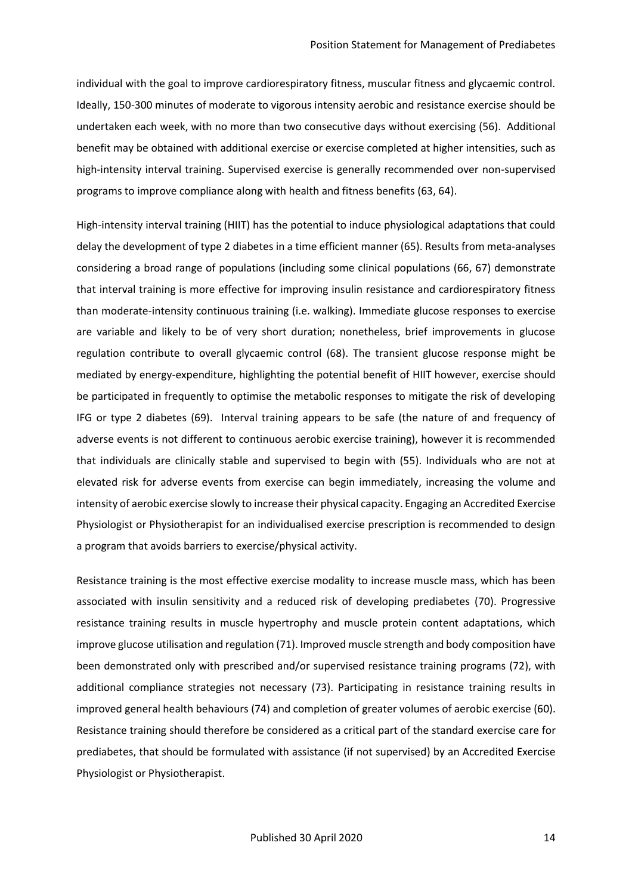individual with the goal to improve cardiorespiratory fitness, muscular fitness and glycaemic control. Ideally, 150-300 minutes of moderate to vigorous intensity aerobic and resistance exercise should be undertaken each week, with no more than two consecutive days without exercising (56). Additional benefit may be obtained with additional exercise or exercise completed at higher intensities, such as high-intensity interval training. Supervised exercise is generally recommended over non-supervised programs to improve compliance along with health and fitness benefits (63, 64).

High-intensity interval training (HIIT) has the potential to induce physiological adaptations that could delay the development of type 2 diabetes in a time efficient manner (65). Results from meta-analyses considering a broad range of populations (including some clinical populations (66, 67) demonstrate that interval training is more effective for improving insulin resistance and cardiorespiratory fitness than moderate-intensity continuous training (i.e. walking). Immediate glucose responses to exercise are variable and likely to be of very short duration; nonetheless, brief improvements in glucose regulation contribute to overall glycaemic control (68). The transient glucose response might be mediated by energy-expenditure, highlighting the potential benefit of HIIT however, exercise should be participated in frequently to optimise the metabolic responses to mitigate the risk of developing IFG or type 2 diabetes (69). Interval training appears to be safe (the nature of and frequency of adverse events is not different to continuous aerobic exercise training), however it is recommended that individuals are clinically stable and supervised to begin with (55). Individuals who are not at elevated risk for adverse events from exercise can begin immediately, increasing the volume and intensity of aerobic exercise slowly to increase their physical capacity. Engaging an Accredited Exercise Physiologist or Physiotherapist for an individualised exercise prescription is recommended to design a program that avoids barriers to exercise/physical activity.

Resistance training is the most effective exercise modality to increase muscle mass, which has been associated with insulin sensitivity and a reduced risk of developing prediabetes (70). Progressive resistance training results in muscle hypertrophy and muscle protein content adaptations, which improve glucose utilisation and regulation (71). Improved muscle strength and body composition have been demonstrated only with prescribed and/or supervised resistance training programs (72), with additional compliance strategies not necessary (73). Participating in resistance training results in improved general health behaviours (74) and completion of greater volumes of aerobic exercise (60). Resistance training should therefore be considered as a critical part of the standard exercise care for prediabetes, that should be formulated with assistance (if not supervised) by an Accredited Exercise Physiologist or Physiotherapist.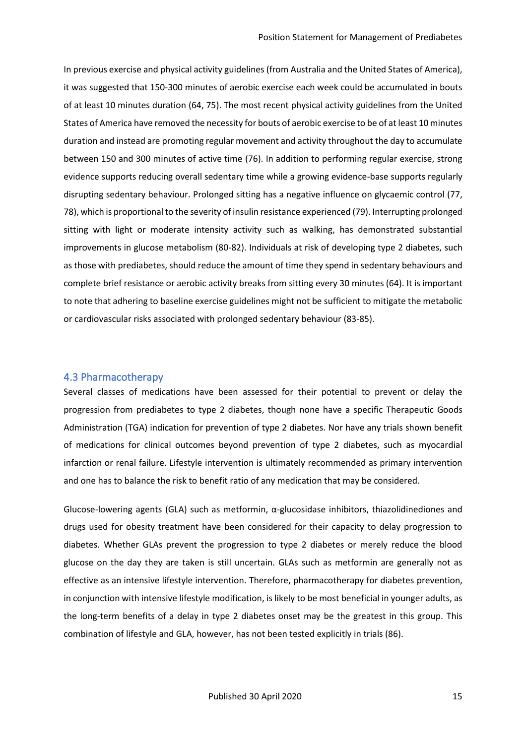In previous exercise and physical activity guidelines (from Australia and the United States of America), it was suggested that 150-300 minutes of aerobic exercise each week could be accumulated in bouts of at least 10 minutes duration (64, 75). The most recent physical activity guidelines from the United States of America have removed the necessity for bouts of aerobic exercise to be of at least 10 minutes duration and instead are promoting regular movement and activity throughout the day to accumulate between 150 and 300 minutes of active time (76). In addition to performing regular exercise, strong evidence supports reducing overall sedentary time while a growing evidence-base supports regularly disrupting sedentary behaviour. Prolonged sitting has a negative influence on glycaemic control (77, 78), which is proportional to the severity of insulin resistance experienced (79). Interrupting prolonged sitting with light or moderate intensity activity such as walking, has demonstrated substantial improvements in glucose metabolism (80-82). Individuals at risk of developing type 2 diabetes, such as those with prediabetes, should reduce the amount of time they spend in sedentary behaviours and complete brief resistance or aerobic activity breaks from sitting every 30 minutes (64). It is important to note that adhering to baseline exercise guidelines might not be sufficient to mitigate the metabolic or cardiovascular risks associated with prolonged sedentary behaviour (83-85).

## 4.3 Pharmacotherapy

Several classes of medications have been assessed for their potential to prevent or delay the progression from prediabetes to type 2 diabetes, though none have a specific Therapeutic Goods Administration (TGA) indication for prevention of type 2 diabetes. Nor have any trials shown benefit of medications for clinical outcomes beyond prevention of type 2 diabetes, such as myocardial infarction or renal failure. Lifestyle intervention is ultimately recommended as primary intervention and one has to balance the risk to benefit ratio of any medication that may be considered.

Glucose-lowering agents (GLA) such as metformin, α-glucosidase inhibitors, thiazolidinediones and drugs used for obesity treatment have been considered for their capacity to delay progression to diabetes. Whether GLAs prevent the progression to type 2 diabetes or merely reduce the blood glucose on the day they are taken is still uncertain. GLAs such as metformin are generally not as effective as an intensive lifestyle intervention. Therefore, pharmacotherapy for diabetes prevention, in conjunction with intensive lifestyle modification, is likely to be most beneficial in younger adults, as the long-term benefits of a delay in type 2 diabetes onset may be the greatest in this group. This combination of lifestyle and GLA, however, has not been tested explicitly in trials (86).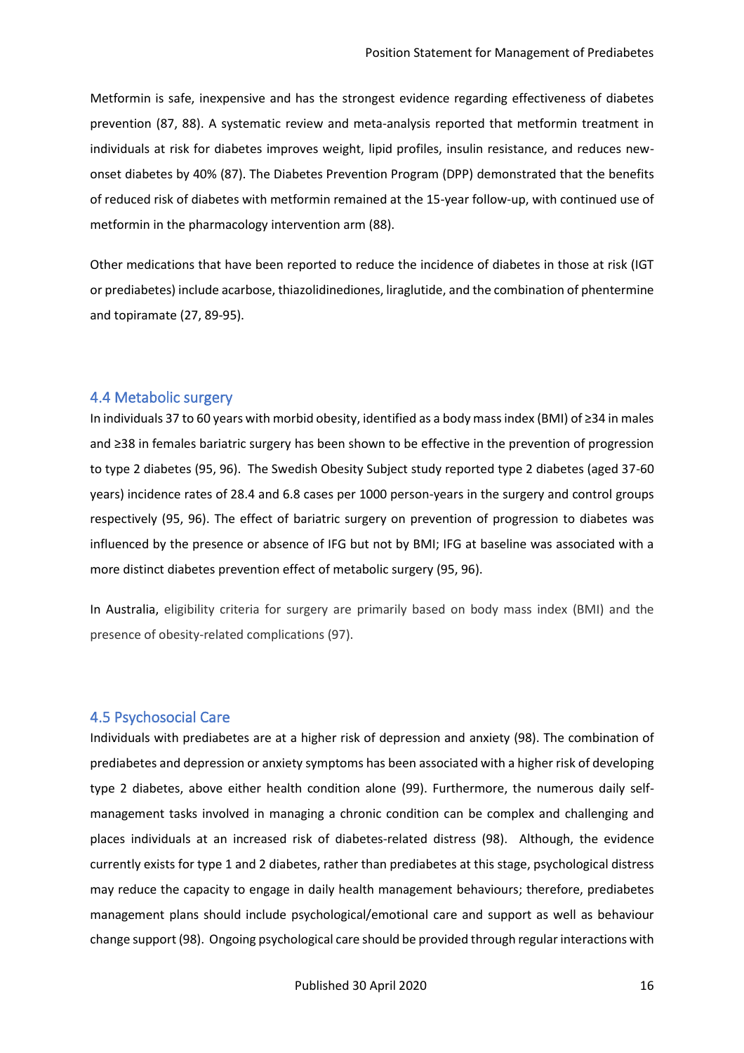Metformin is safe, inexpensive and has the strongest evidence regarding effectiveness of diabetes prevention (87, 88). A systematic review and meta-analysis reported that metformin treatment in individuals at risk for diabetes improves weight, lipid profiles, insulin resistance, and reduces new-onset diabetes by 40% (87). The Diabetes Prevention Program (DPP) demonstrated that the benefits of reduced risk of diabetes with metformin remained at the 15-year follow-up, with continued use of metformin in the pharmacology intervention arm (88).

Other medications that have been reported to reduce the incidence of diabetes in those at risk (IGT or prediabetes) include acarbose, thiazolidinediones, liraglutide, and the combination of phentermine and topiramate (27, 89-95).

## 4.4 Metabolic surgery

In individuals 37 to 60 years with morbid obesity, identified as a body mass index (BMI) of ≥34 in males and ≥38 in females bariatric surgery has been shown to be effective in the prevention of progression to type 2 diabetes (95, 96). The Swedish Obesity Subject study reported type 2 diabetes (aged 37-60 years) incidence rates of 28.4 and 6.8 cases per 1000 person-years in the surgery and control groups respectively (95, 96). The effect of bariatric surgery on prevention of progression to diabetes was influenced by the presence or absence of IFG but not by BMI; IFG at baseline was associated with a more distinct diabetes prevention effect of metabolic surgery (95, 96).

In Australia, eligibility criteria for surgery are primarily based on body mass index (BMI) and the presence of obesity-related complications (97).

## 4.5 Psychosocial Care

Individuals with prediabetes are at a higher risk of depression and anxiety (98). The combination of prediabetes and depression or anxiety symptoms has been associated with a higher risk of developing type 2 diabetes, above either health condition alone (99). Furthermore, the numerous daily self-management tasks involved in managing a chronic condition can be complex and challenging and places individuals at an increased risk of diabetes-related distress (98). Although, the evidence currently exists for type 1 and 2 diabetes, rather than prediabetes at this stage, psychological distress may reduce the capacity to engage in daily health management behaviours; therefore, prediabetes management plans should include psychological/emotional care and support as well as behaviour change support (98). Ongoing psychological care should be provided through regular interactions with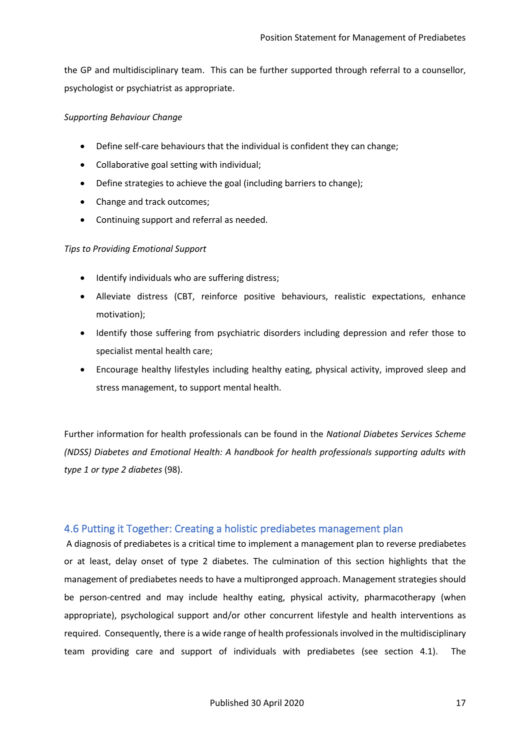the GP and multidisciplinary team. This can be further supported through referral to a counsellor, psychologist or psychiatrist as appropriate.

*Supporting Behaviour Change*

- Define self-care behaviours that the individual is confident they can change;
- Collaborative goal setting with individual;
- Define strategies to achieve the goal (including barriers to change);
- Change and track outcomes;
- Continuing support and referral as needed.

*Tips to Providing Emotional Support*

- Identify individuals who are suffering distress;
- Alleviate distress (CBT, reinforce positive behaviours, realistic expectations, enhance motivation);
- Identify those suffering from psychiatric disorders including depression and refer those to specialist mental health care;
- Encourage healthy lifestyles including healthy eating, physical activity, improved sleep and stress management, to support mental health.

Further information for health professionals can be found in the *National Diabetes Services Scheme (NDSS) Diabetes and Emotional Health: A handbook for health professionals supporting adults with type 1 or type 2 diabetes* (98).

## 4.6 Putting it Together: Creating a holistic prediabetes management plan

A diagnosis of prediabetes is a critical time to implement a management plan to reverse prediabetes or at least, delay onset of type 2 diabetes. The culmination of this section highlights that the management of prediabetes needs to have a multipronged approach. Management strategies should be person-centred and may include healthy eating, physical activity, pharmacotherapy (when appropriate), psychological support and/or other concurrent lifestyle and health interventions as required. Consequently, there is a wide range of health professionals involved in the multidisciplinary team providing care and support of individuals with prediabetes (see section 4.1). The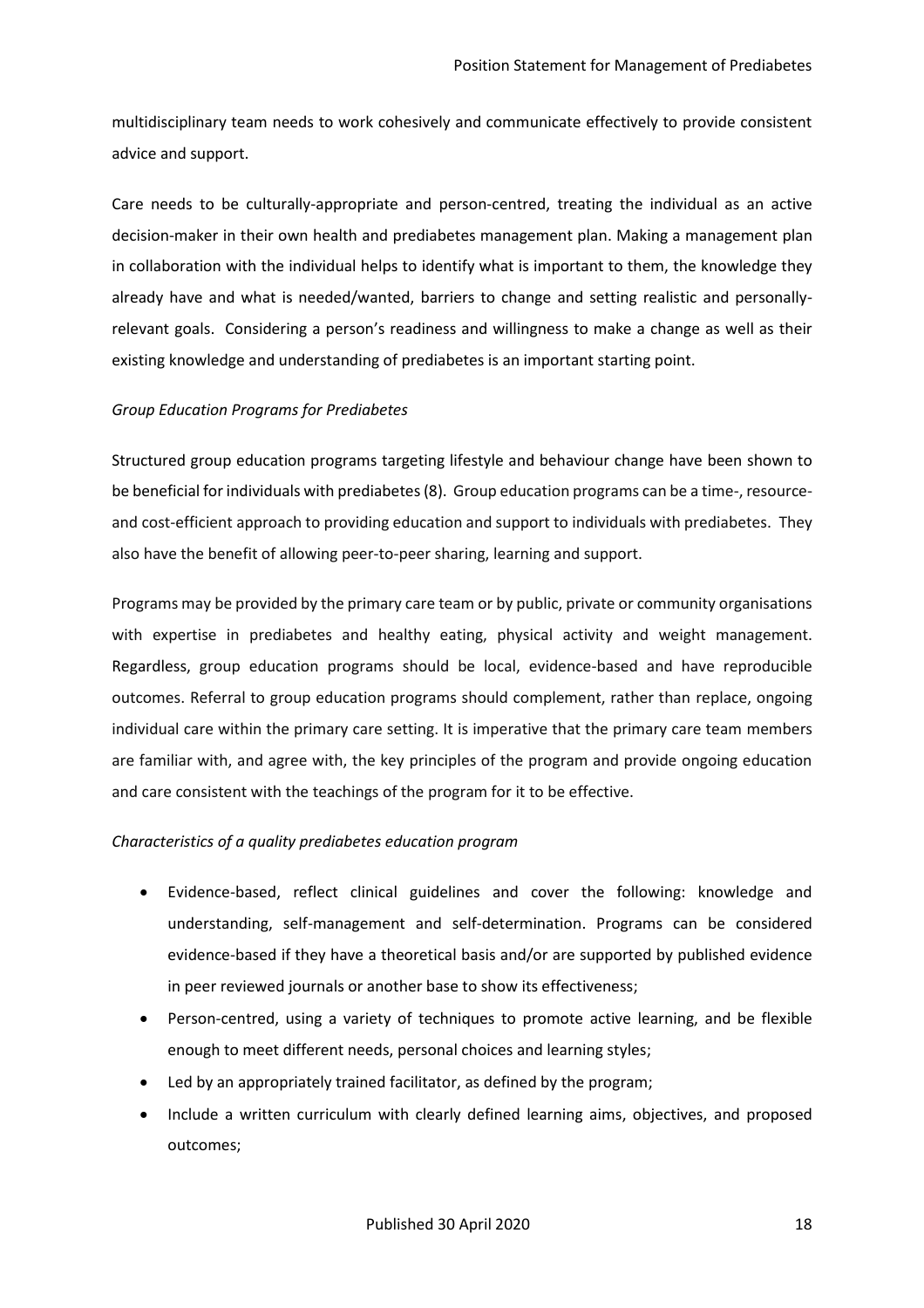multidisciplinary team needs to work cohesively and communicate effectively to provide consistent advice and support.

Care needs to be culturally-appropriate and person-centred, treating the individual as an active decision-maker in their own health and prediabetes management plan. Making a management plan in collaboration with the individual helps to identify what is important to them, the knowledge they already have and what is needed/wanted, barriers to change and setting realistic and personally-relevant goals. Considering a person's readiness and willingness to make a change as well as their existing knowledge and understanding of prediabetes is an important starting point.

*Group Education Programs for Prediabetes*

Structured group education programs targeting lifestyle and behaviour change have been shown to be beneficial for individuals with prediabetes (8). Group education programs can be a time-, resource- and cost-efficient approach to providing education and support to individuals with prediabetes. They also have the benefit of allowing peer-to-peer sharing, learning and support.

Programs may be provided by the primary care team or by public, private or community organisations with expertise in prediabetes and healthy eating, physical activity and weight management. Regardless, group education programs should be local, evidence-based and have reproducible outcomes. Referral to group education programs should complement, rather than replace, ongoing individual care within the primary care setting. It is imperative that the primary care team members are familiar with, and agree with, the key principles of the program and provide ongoing education and care consistent with the teachings of the program for it to be effective.

*Characteristics of a quality prediabetes education program*

- Evidence-based, reflect clinical guidelines and cover the following: knowledge and understanding, self-management and self-determination. Programs can be considered evidence-based if they have a theoretical basis and/or are supported by published evidence in peer reviewed journals or another base to show its effectiveness;
- Person-centred, using a variety of techniques to promote active learning, and be flexible enough to meet different needs, personal choices and learning styles;
- Led by an appropriately trained facilitator, as defined by the program;
- Include a written curriculum with clearly defined learning aims, objectives, and proposed outcomes;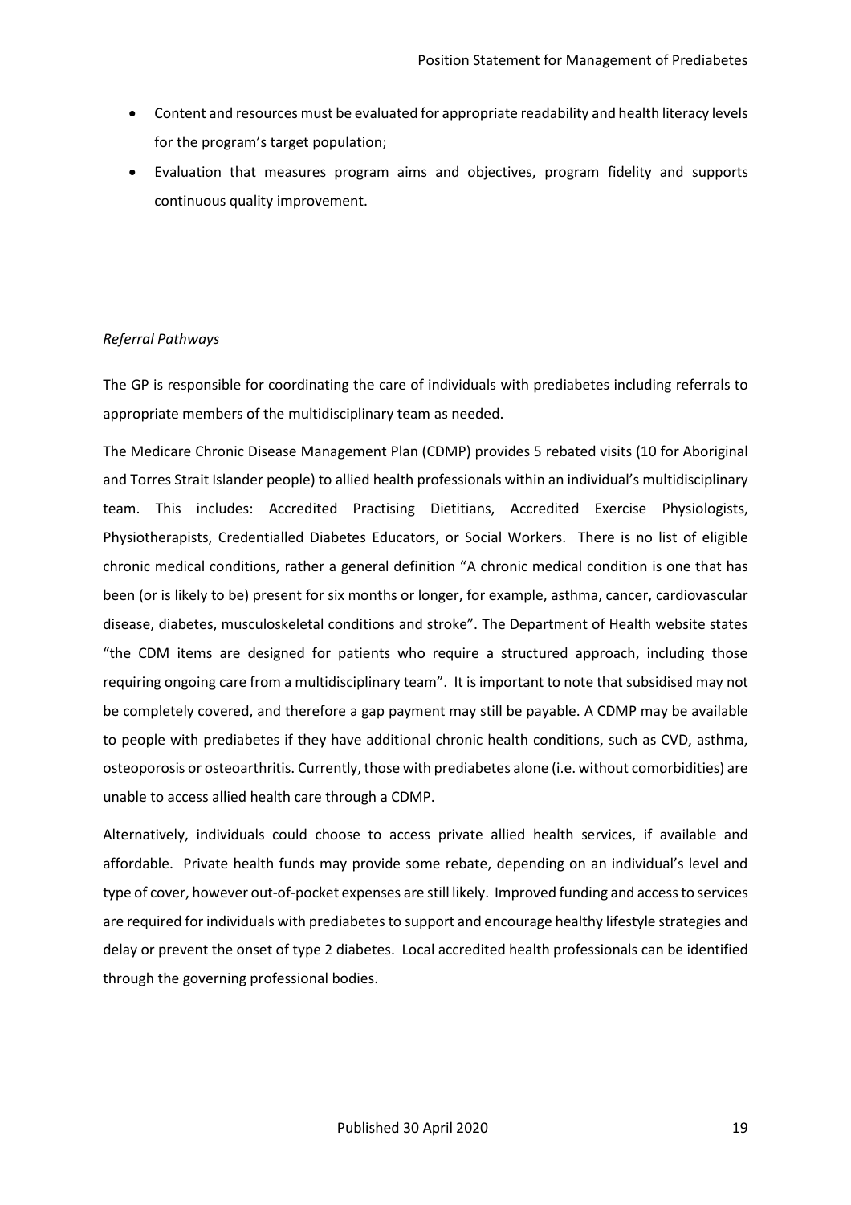- Content and resources must be evaluated for appropriate readability and health literacy levels for the program's target population;
- Evaluation that measures program aims and objectives, program fidelity and supports continuous quality improvement.

*Referral Pathways*

The GP is responsible for coordinating the care of individuals with prediabetes including referrals to appropriate members of the multidisciplinary team as needed.

The Medicare Chronic Disease Management Plan (CDMP) provides 5 rebated visits (10 for Aboriginal and Torres Strait Islander people) to allied health professionals within an individual's multidisciplinary team. This includes: Accredited Practising Dietitians, Accredited Exercise Physiologists, Physiotherapists, Credentialled Diabetes Educators, or Social Workers. There is no list of eligible chronic medical conditions, rather a general definition "A chronic medical condition is one that has been (or is likely to be) present for six months or longer, for example, asthma, cancer, cardiovascular disease, diabetes, musculoskeletal conditions and stroke". The Department of Health website states "the CDM items are designed for patients who require a structured approach, including those requiring ongoing care from a multidisciplinary team". It is important to note that subsidised may not be completely covered, and therefore a gap payment may still be payable. A CDMP may be available to people with prediabetes if they have additional chronic health conditions, such as CVD, asthma, osteoporosis or osteoarthritis. Currently, those with prediabetes alone (i.e. without comorbidities) are unable to access allied health care through a CDMP.

Alternatively, individuals could choose to access private allied health services, if available and affordable. Private health funds may provide some rebate, depending on an individual's level and type of cover, however out-of-pocket expenses are still likely. Improved funding and access to services are required for individuals with prediabetes to support and encourage healthy lifestyle strategies and delay or prevent the onset of type 2 diabetes. Local accredited health professionals can be identified through the governing professional bodies.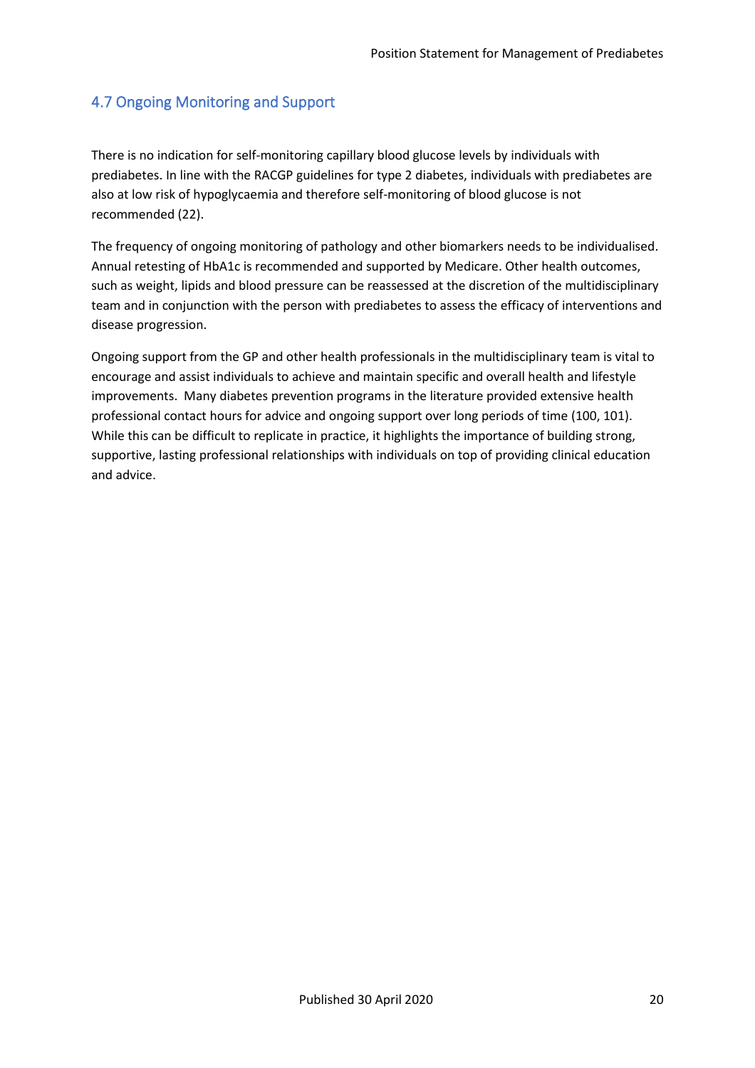## 4.7 Ongoing Monitoring and Support

There is no indication for self-monitoring capillary blood glucose levels by individuals with prediabetes. In line with the RACGP guidelines for type 2 diabetes, individuals with prediabetes are also at low risk of hypoglycaemia and therefore self-monitoring of blood glucose is not recommended (22).

The frequency of ongoing monitoring of pathology and other biomarkers needs to be individualised. Annual retesting of HbA1c is recommended and supported by Medicare. Other health outcomes, such as weight, lipids and blood pressure can be reassessed at the discretion of the multidisciplinary team and in conjunction with the person with prediabetes to assess the efficacy of interventions and disease progression.

Ongoing support from the GP and other health professionals in the multidisciplinary team is vital to encourage and assist individuals to achieve and maintain specific and overall health and lifestyle improvements. Many diabetes prevention programs in the literature provided extensive health professional contact hours for advice and ongoing support over long periods of time (100, 101). While this can be difficult to replicate in practice, it highlights the importance of building strong, supportive, lasting professional relationships with individuals on top of providing clinical education and advice.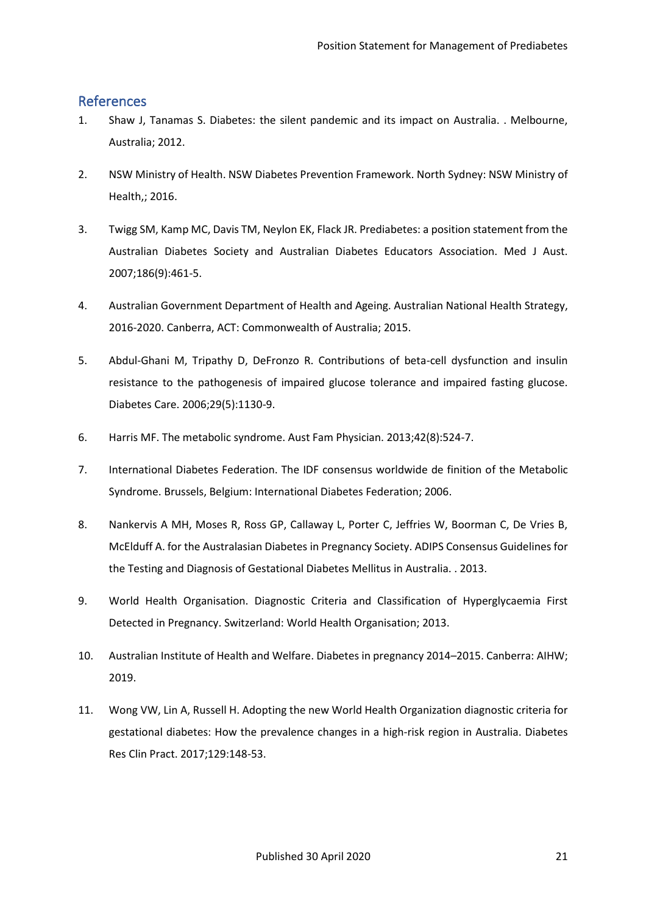## References

1. Shaw J, Tanamas S. Diabetes: the silent pandemic and its impact on Australia. . Melbourne, Australia; 2012.
2. NSW Ministry of Health. NSW Diabetes Prevention Framework. North Sydney: NSW Ministry of Health,; 2016.
3. Twigg SM, Kamp MC, Davis TM, Neylon EK, Flack JR. Prediabetes: a position statement from the Australian Diabetes Society and Australian Diabetes Educators Association. Med J Aust. 2007;186(9):461-5.
4. Australian Government Department of Health and Ageing. Australian National Health Strategy, 2016-2020. Canberra, ACT: Commonwealth of Australia; 2015.
5. Abdul-Ghani M, Tripathy D, DeFronzo R. Contributions of beta-cell dysfunction and insulin resistance to the pathogenesis of impaired glucose tolerance and impaired fasting glucose. Diabetes Care. 2006;29(5):1130-9.
6. Harris MF. The metabolic syndrome. Aust Fam Physician. 2013;42(8):524-7.
7. International Diabetes Federation. The IDF consensus worldwide de finition of the Metabolic Syndrome. Brussels, Belgium: International Diabetes Federation; 2006.
8. Nankervis A MH, Moses R, Ross GP, Callaway L, Porter C, Jeffries W, Boorman C, De Vries B, McElduff A. for the Australasian Diabetes in Pregnancy Society. ADIPS Consensus Guidelines for the Testing and Diagnosis of Gestational Diabetes Mellitus in Australia. . 2013.
9. World Health Organisation. Diagnostic Criteria and Classification of Hyperglycaemia First Detected in Pregnancy. Switzerland: World Health Organisation; 2013.
10. Australian Institute of Health and Welfare. Diabetes in pregnancy 2014–2015. Canberra: AIHW; 2019.
11. Wong VW, Lin A, Russell H. Adopting the new World Health Organization diagnostic criteria for gestational diabetes: How the prevalence changes in a high-risk region in Australia. Diabetes Res Clin Pract. 2017;129:148-53.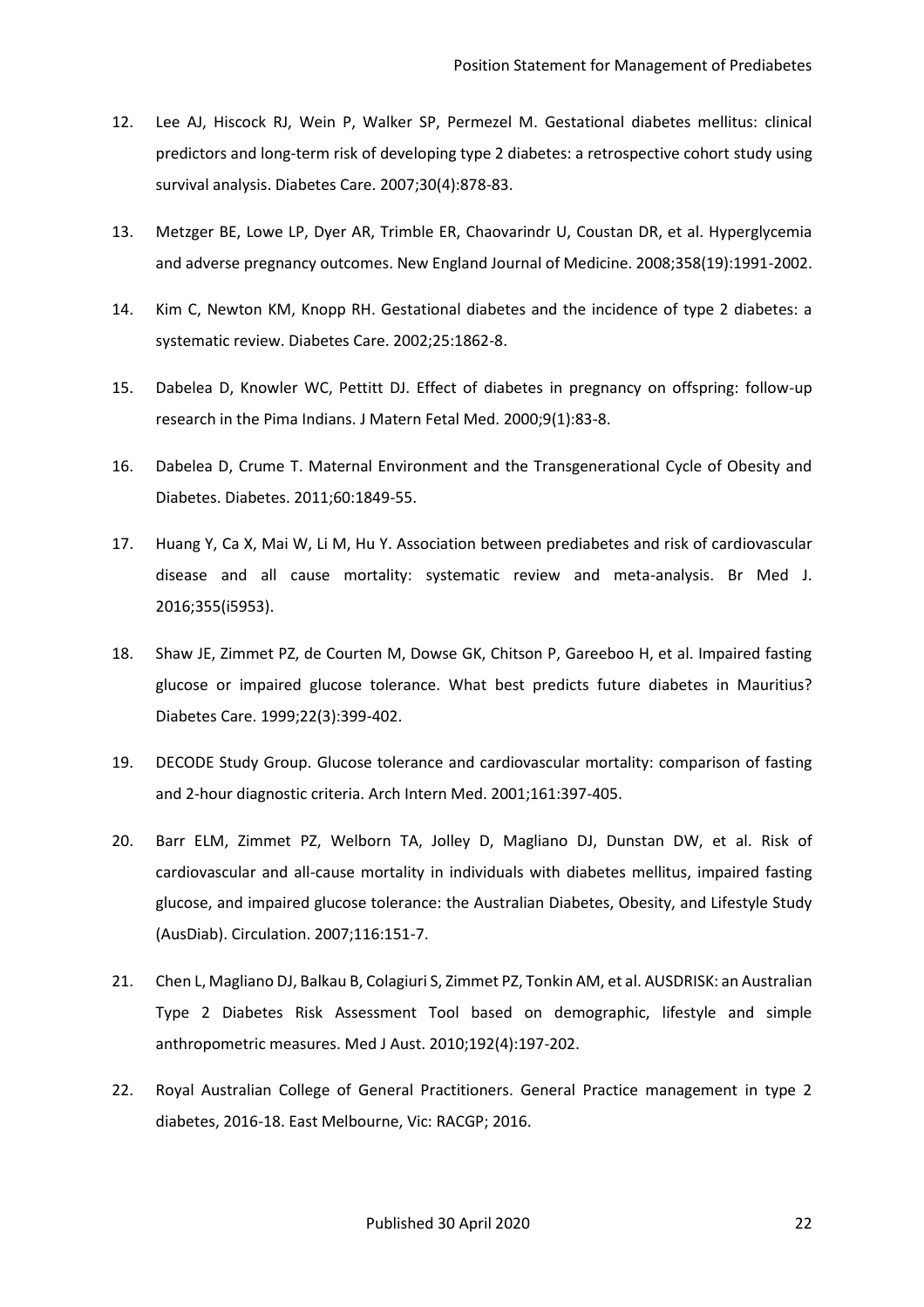12. Lee AJ, Hiscock RJ, Wein P, Walker SP, Permezel M. Gestational diabetes mellitus: clinical predictors and long-term risk of developing type 2 diabetes: a retrospective cohort study using survival analysis. Diabetes Care. 2007;30(4):878-83.

13. Metzger BE, Lowe LP, Dyer AR, Trimble ER, Chaovarindr U, Coustan DR, et al. Hyperglycemia and adverse pregnancy outcomes. New England Journal of Medicine. 2008;358(19):1991-2002.

14. Kim C, Newton KM, Knopp RH. Gestational diabetes and the incidence of type 2 diabetes: a systematic review. Diabetes Care. 2002;25:1862-8.

15. Dabelea D, Knowler WC, Pettitt DJ. Effect of diabetes in pregnancy on offspring: follow-up research in the Pima Indians. J Matern Fetal Med. 2000;9(1):83-8.

16. Dabelea D, Crume T. Maternal Environment and the Transgenerational Cycle of Obesity and Diabetes. Diabetes. 2011;60:1849-55.

17. Huang Y, Ca X, Mai W, Li M, Hu Y. Association between prediabetes and risk of cardiovascular disease and all cause mortality: systematic review and meta-analysis. Br Med J. 2016;355(i5953).

18. Shaw JE, Zimmet PZ, de Courten M, Dowse GK, Chitson P, Gareeboo H, et al. Impaired fasting glucose or impaired glucose tolerance. What best predicts future diabetes in Mauritius? Diabetes Care. 1999;22(3):399-402.

19. DECODE Study Group. Glucose tolerance and cardiovascular mortality: comparison of fasting and 2-hour diagnostic criteria. Arch Intern Med. 2001;161:397-405.

20. Barr ELM, Zimmet PZ, Welborn TA, Jolley D, Magliano DJ, Dunstan DW, et al. Risk of cardiovascular and all-cause mortality in individuals with diabetes mellitus, impaired fasting glucose, and impaired glucose tolerance: the Australian Diabetes, Obesity, and Lifestyle Study (AusDiab). Circulation. 2007;116:151-7.

21. Chen L, Magliano DJ, Balkau B, Colagiuri S, Zimmet PZ, Tonkin AM, et al. AUSDRISK: an Australian Type 2 Diabetes Risk Assessment Tool based on demographic, lifestyle and simple anthropometric measures. Med J Aust. 2010;192(4):197-202.

22. Royal Australian College of General Practitioners. General Practice management in type 2 diabetes, 2016-18. East Melbourne, Vic: RACGP; 2016.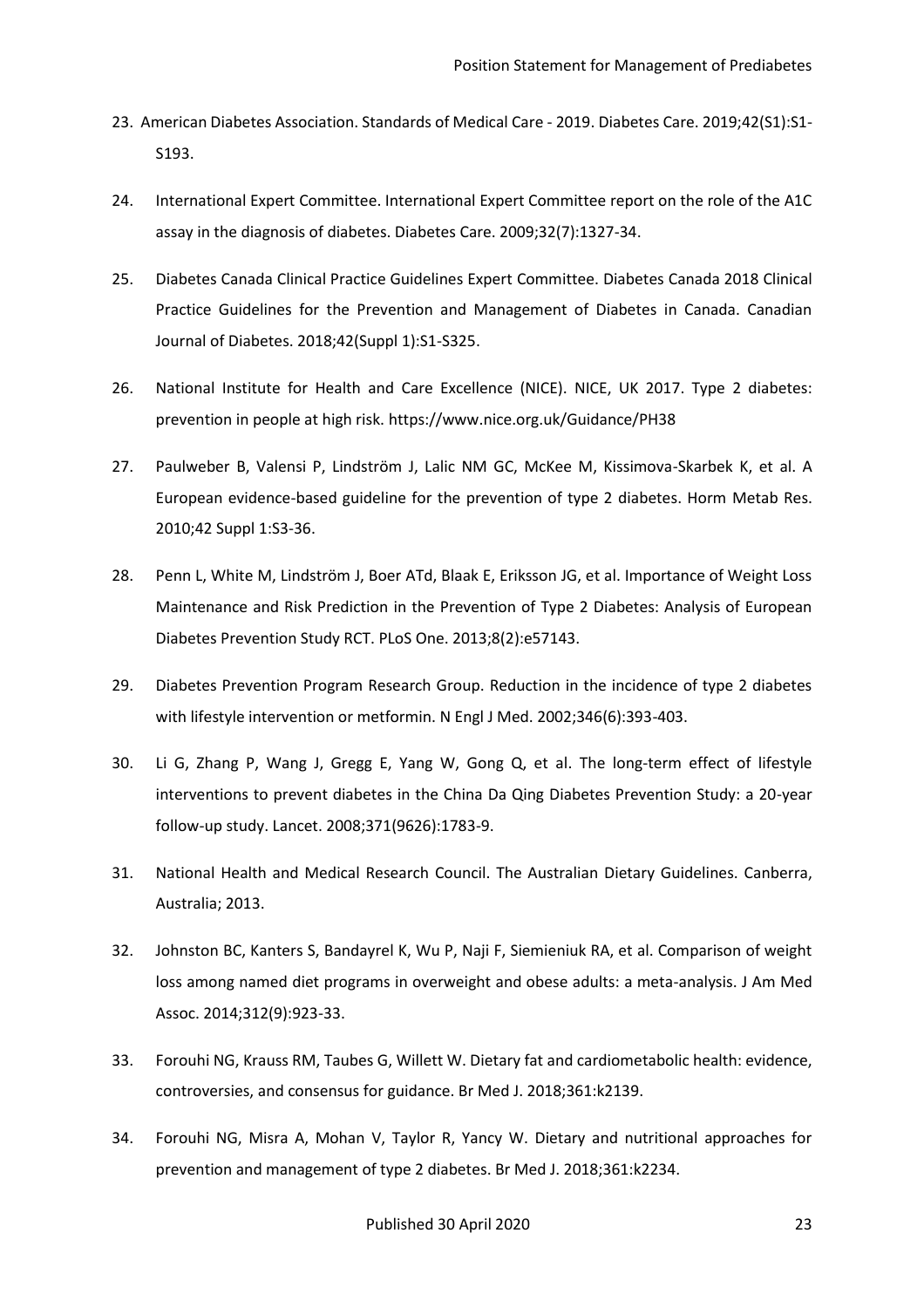23. American Diabetes Association. Standards of Medical Care - 2019. Diabetes Care. 2019;42(S1):S1-S193.

24. International Expert Committee. International Expert Committee report on the role of the A1C assay in the diagnosis of diabetes. Diabetes Care. 2009;32(7):1327-34.

25. Diabetes Canada Clinical Practice Guidelines Expert Committee. Diabetes Canada 2018 Clinical Practice Guidelines for the Prevention and Management of Diabetes in Canada. Canadian Journal of Diabetes. 2018;42(Suppl 1):S1-S325.

26. National Institute for Health and Care Excellence (NICE). NICE, UK 2017. Type 2 diabetes: prevention in people at high risk. https://www.nice.org.uk/Guidance/PH38

27. Paulweber B, Valensi P, Lindström J, Lalic NM GC, McKee M, Kissimova-Skarbek K, et al. A European evidence-based guideline for the prevention of type 2 diabetes. Horm Metab Res. 2010;42 Suppl 1:S3-36.

28. Penn L, White M, Lindström J, Boer ATd, Blaak E, Eriksson JG, et al. Importance of Weight Loss Maintenance and Risk Prediction in the Prevention of Type 2 Diabetes: Analysis of European Diabetes Prevention Study RCT. PLoS One. 2013;8(2):e57143.

29. Diabetes Prevention Program Research Group. Reduction in the incidence of type 2 diabetes with lifestyle intervention or metformin. N Engl J Med. 2002;346(6):393-403.

30. Li G, Zhang P, Wang J, Gregg E, Yang W, Gong Q, et al. The long-term effect of lifestyle interventions to prevent diabetes in the China Da Qing Diabetes Prevention Study: a 20-year follow-up study. Lancet. 2008;371(9626):1783-9.

31. National Health and Medical Research Council. The Australian Dietary Guidelines. Canberra, Australia; 2013.

32. Johnston BC, Kanters S, Bandayrel K, Wu P, Naji F, Siemieniuk RA, et al. Comparison of weight loss among named diet programs in overweight and obese adults: a meta-analysis. J Am Med Assoc. 2014;312(9):923-33.

33. Forouhi NG, Krauss RM, Taubes G, Willett W. Dietary fat and cardiometabolic health: evidence, controversies, and consensus for guidance. Br Med J. 2018;361:k2139.

34. Forouhi NG, Misra A, Mohan V, Taylor R, Yancy W. Dietary and nutritional approaches for prevention and management of type 2 diabetes. Br Med J. 2018;361:k2234.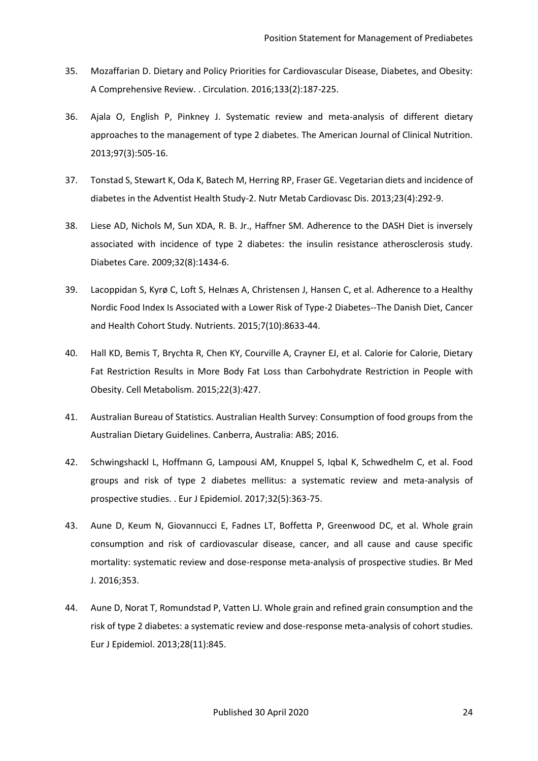35. Mozaffarian D. Dietary and Policy Priorities for Cardiovascular Disease, Diabetes, and Obesity: A Comprehensive Review. . Circulation. 2016;133(2):187-225.

36. Ajala O, English P, Pinkney J. Systematic review and meta-analysis of different dietary approaches to the management of type 2 diabetes. The American Journal of Clinical Nutrition. 2013;97(3):505-16.

37. Tonstad S, Stewart K, Oda K, Batech M, Herring RP, Fraser GE. Vegetarian diets and incidence of diabetes in the Adventist Health Study-2. Nutr Metab Cardiovasc Dis. 2013;23(4):292-9.

38. Liese AD, Nichols M, Sun XDA, R. B. Jr., Haffner SM. Adherence to the DASH Diet is inversely associated with incidence of type 2 diabetes: the insulin resistance atherosclerosis study. Diabetes Care. 2009;32(8):1434-6.

39. Lacoppidan S, Kyrø C, Loft S, Helnæs A, Christensen J, Hansen C, et al. Adherence to a Healthy Nordic Food Index Is Associated with a Lower Risk of Type-2 Diabetes--The Danish Diet, Cancer and Health Cohort Study. Nutrients. 2015;7(10):8633-44.

40. Hall KD, Bemis T, Brychta R, Chen KY, Courville A, Crayner EJ, et al. Calorie for Calorie, Dietary Fat Restriction Results in More Body Fat Loss than Carbohydrate Restriction in People with Obesity. Cell Metabolism. 2015;22(3):427.

41. Australian Bureau of Statistics. Australian Health Survey: Consumption of food groups from the Australian Dietary Guidelines. Canberra, Australia: ABS; 2016.

42. Schwingshackl L, Hoffmann G, Lampousi AM, Knuppel S, Iqbal K, Schwedhelm C, et al. Food groups and risk of type 2 diabetes mellitus: a systematic review and meta-analysis of prospective studies. . Eur J Epidemiol. 2017;32(5):363-75.

43. Aune D, Keum N, Giovannucci E, Fadnes LT, Boffetta P, Greenwood DC, et al. Whole grain consumption and risk of cardiovascular disease, cancer, and all cause and cause specific mortality: systematic review and dose-response meta-analysis of prospective studies. Br Med J. 2016;353.

44. Aune D, Norat T, Romundstad P, Vatten LJ. Whole grain and refined grain consumption and the risk of type 2 diabetes: a systematic review and dose-response meta-analysis of cohort studies. Eur J Epidemiol. 2013;28(11):845.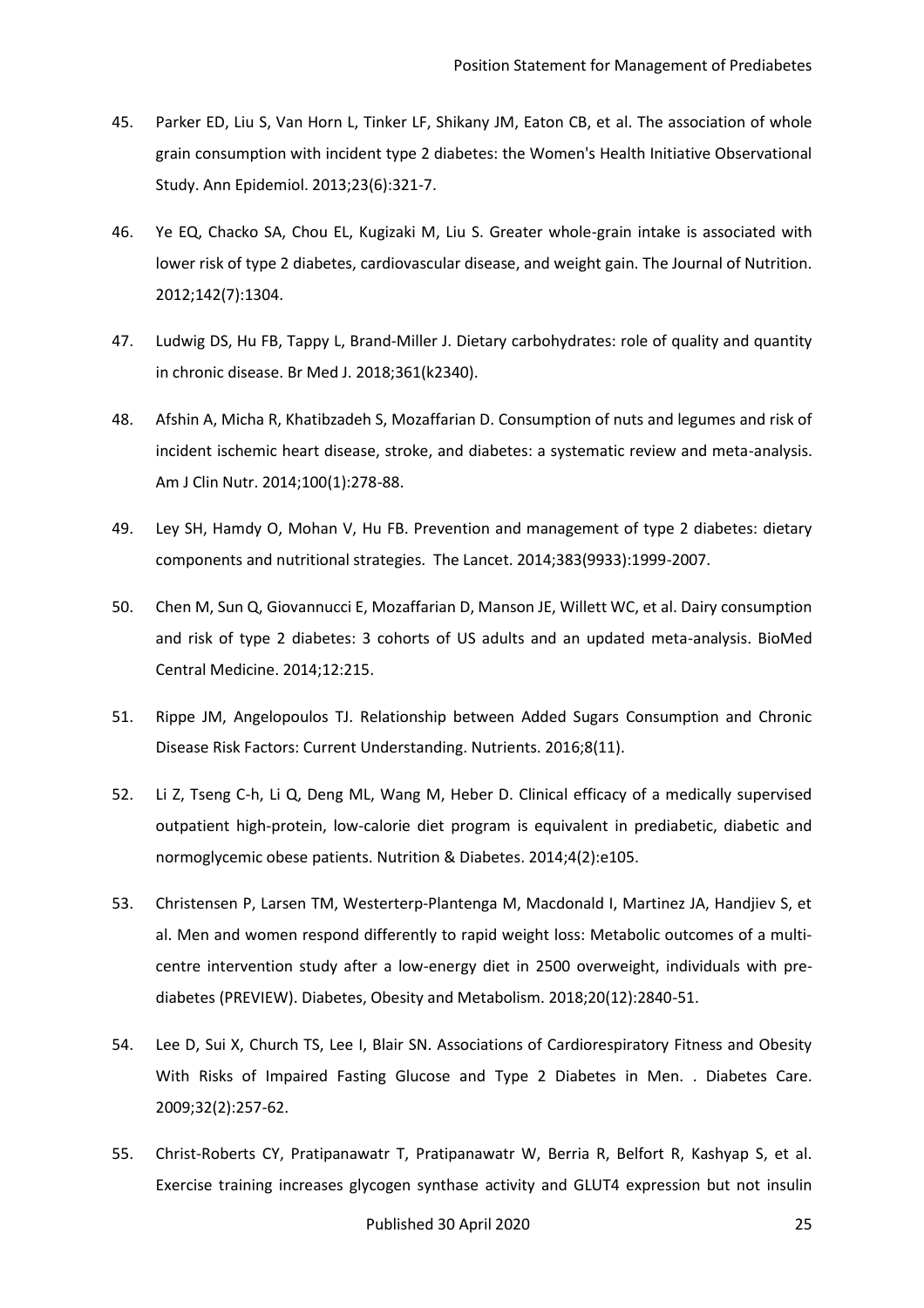45. Parker ED, Liu S, Van Horn L, Tinker LF, Shikany JM, Eaton CB, et al. The association of whole grain consumption with incident type 2 diabetes: the Women's Health Initiative Observational Study. Ann Epidemiol. 2013;23(6):321-7.

46. Ye EQ, Chacko SA, Chou EL, Kugizaki M, Liu S. Greater whole-grain intake is associated with lower risk of type 2 diabetes, cardiovascular disease, and weight gain. The Journal of Nutrition. 2012;142(7):1304.

47. Ludwig DS, Hu FB, Tappy L, Brand-Miller J. Dietary carbohydrates: role of quality and quantity in chronic disease. Br Med J. 2018;361(k2340).

48. Afshin A, Micha R, Khatibzadeh S, Mozaffarian D. Consumption of nuts and legumes and risk of incident ischemic heart disease, stroke, and diabetes: a systematic review and meta-analysis. Am J Clin Nutr. 2014;100(1):278-88.

49. Ley SH, Hamdy O, Mohan V, Hu FB. Prevention and management of type 2 diabetes: dietary components and nutritional strategies. The Lancet. 2014;383(9933):1999-2007.

50. Chen M, Sun Q, Giovannucci E, Mozaffarian D, Manson JE, Willett WC, et al. Dairy consumption and risk of type 2 diabetes: 3 cohorts of US adults and an updated meta-analysis. BioMed Central Medicine. 2014;12:215.

51. Rippe JM, Angelopoulos TJ. Relationship between Added Sugars Consumption and Chronic Disease Risk Factors: Current Understanding. Nutrients. 2016;8(11).

52. Li Z, Tseng C-h, Li Q, Deng ML, Wang M, Heber D. Clinical efficacy of a medically supervised outpatient high-protein, low-calorie diet program is equivalent in prediabetic, diabetic and normoglycemic obese patients. Nutrition & Diabetes. 2014;4(2):e105.

53. Christensen P, Larsen TM, Westerterp-Plantenga M, Macdonald I, Martinez JA, Handjiev S, et al. Men and women respond differently to rapid weight loss: Metabolic outcomes of a multi-centre intervention study after a low-energy diet in 2500 overweight, individuals with pre-diabetes (PREVIEW). Diabetes, Obesity and Metabolism. 2018;20(12):2840-51.

54. Lee D, Sui X, Church TS, Lee I, Blair SN. Associations of Cardiorespiratory Fitness and Obesity With Risks of Impaired Fasting Glucose and Type 2 Diabetes in Men. . Diabetes Care. 2009;32(2):257-62.

55. Christ-Roberts CY, Pratipanawatr T, Pratipanawatr W, Berria R, Belfort R, Kashyap S, et al. Exercise training increases glycogen synthase activity and GLUT4 expression but not insulin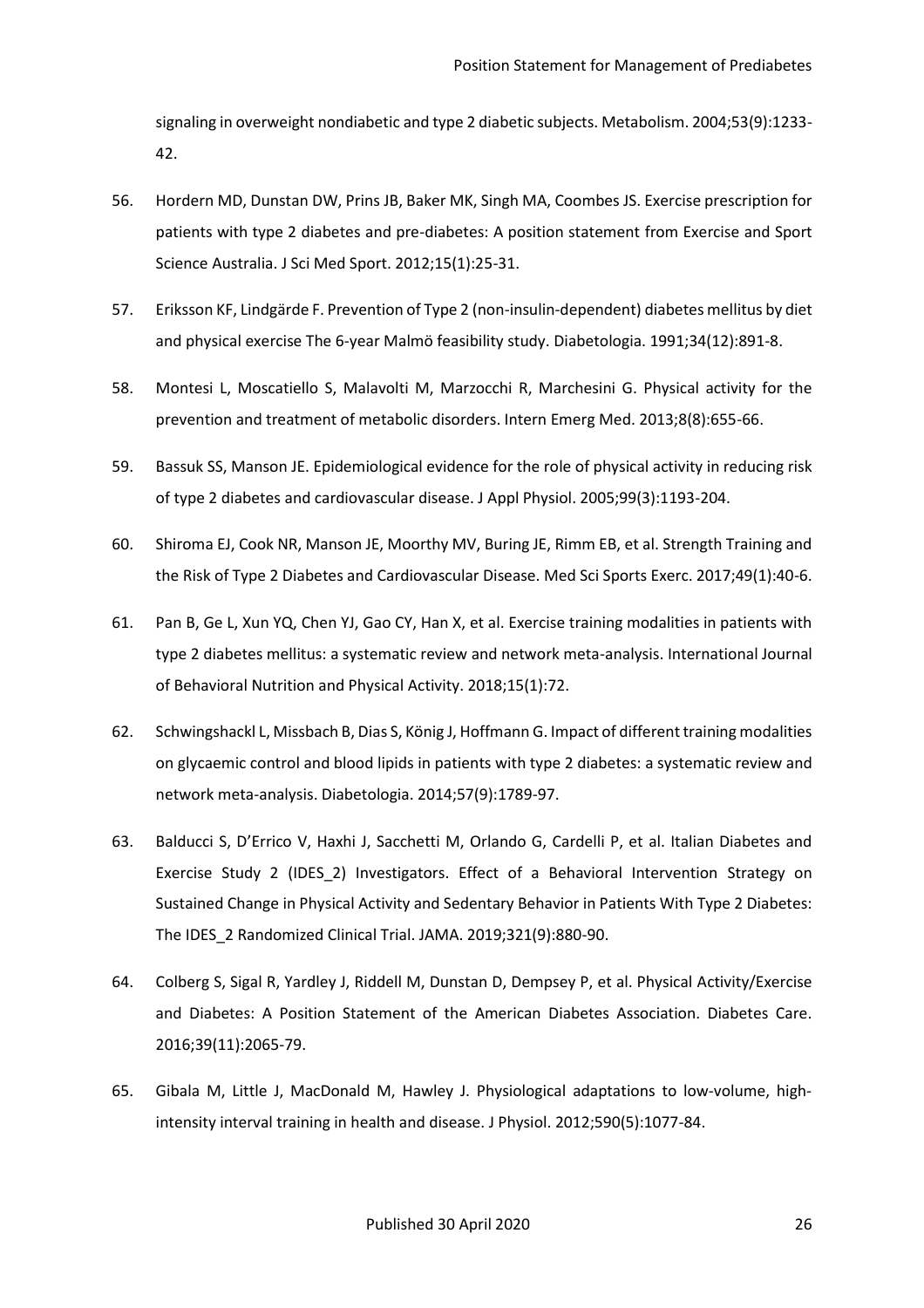signaling in overweight nondiabetic and type 2 diabetic subjects. Metabolism. 2004;53(9):1233-42.

56. Hordern MD, Dunstan DW, Prins JB, Baker MK, Singh MA, Coombes JS. Exercise prescription for patients with type 2 diabetes and pre-diabetes: A position statement from Exercise and Sport Science Australia. J Sci Med Sport. 2012;15(1):25-31.

57. Eriksson KF, Lindgärde F. Prevention of Type 2 (non-insulin-dependent) diabetes mellitus by diet and physical exercise The 6-year Malmö feasibility study. Diabetologia. 1991;34(12):891-8.

58. Montesi L, Moscatiello S, Malavolti M, Marzocchi R, Marchesini G. Physical activity for the prevention and treatment of metabolic disorders. Intern Emerg Med. 2013;8(8):655-66.

59. Bassuk SS, Manson JE. Epidemiological evidence for the role of physical activity in reducing risk of type 2 diabetes and cardiovascular disease. J Appl Physiol. 2005;99(3):1193-204.

60. Shiroma EJ, Cook NR, Manson JE, Moorthy MV, Buring JE, Rimm EB, et al. Strength Training and the Risk of Type 2 Diabetes and Cardiovascular Disease. Med Sci Sports Exerc. 2017;49(1):40-6.

61. Pan B, Ge L, Xun YQ, Chen YJ, Gao CY, Han X, et al. Exercise training modalities in patients with type 2 diabetes mellitus: a systematic review and network meta-analysis. International Journal of Behavioral Nutrition and Physical Activity. 2018;15(1):72.

62. Schwingshackl L, Missbach B, Dias S, König J, Hoffmann G. Impact of different training modalities on glycaemic control and blood lipids in patients with type 2 diabetes: a systematic review and network meta-analysis. Diabetologia. 2014;57(9):1789-97.

63. Balducci S, D'Errico V, Haxhi J, Sacchetti M, Orlando G, Cardelli P, et al. Italian Diabetes and Exercise Study 2 (IDES_2) Investigators. Effect of a Behavioral Intervention Strategy on Sustained Change in Physical Activity and Sedentary Behavior in Patients With Type 2 Diabetes: The IDES_2 Randomized Clinical Trial. JAMA. 2019;321(9):880-90.

64. Colberg S, Sigal R, Yardley J, Riddell M, Dunstan D, Dempsey P, et al. Physical Activity/Exercise and Diabetes: A Position Statement of the American Diabetes Association. Diabetes Care. 2016;39(11):2065-79.

65. Gibala M, Little J, MacDonald M, Hawley J. Physiological adaptations to low-volume, high-intensity interval training in health and disease. J Physiol. 2012;590(5):1077-84.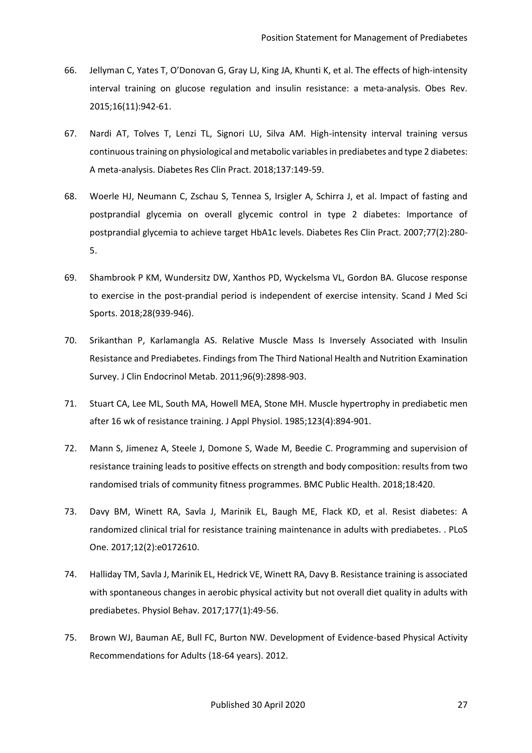66. Jellyman C, Yates T, O'Donovan G, Gray LJ, King JA, Khunti K, et al. The effects of high-intensity interval training on glucose regulation and insulin resistance: a meta-analysis. Obes Rev. 2015;16(11):942-61.

67. Nardi AT, Tolves T, Lenzi TL, Signori LU, Silva AM. High-intensity interval training versus continuous training on physiological and metabolic variables in prediabetes and type 2 diabetes: A meta-analysis. Diabetes Res Clin Pract. 2018;137:149-59.

68. Woerle HJ, Neumann C, Zschau S, Tennea S, Irsigler A, Schirra J, et al. Impact of fasting and postprandial glycemia on overall glycemic control in type 2 diabetes: Importance of postprandial glycemia to achieve target HbA1c levels. Diabetes Res Clin Pract. 2007;77(2):280-5.

69. Shambrook P KM, Wundersitz DW, Xanthos PD, Wyckelsma VL, Gordon BA. Glucose response to exercise in the post-prandial period is independent of exercise intensity. Scand J Med Sci Sports. 2018;28(939-946).

70. Srikanthan P, Karlamangla AS. Relative Muscle Mass Is Inversely Associated with Insulin Resistance and Prediabetes. Findings from The Third National Health and Nutrition Examination Survey. J Clin Endocrinol Metab. 2011;96(9):2898-903.

71. Stuart CA, Lee ML, South MA, Howell MEA, Stone MH. Muscle hypertrophy in prediabetic men after 16 wk of resistance training. J Appl Physiol. 1985;123(4):894-901.

72. Mann S, Jimenez A, Steele J, Domone S, Wade M, Beedie C. Programming and supervision of resistance training leads to positive effects on strength and body composition: results from two randomised trials of community fitness programmes. BMC Public Health. 2018;18:420.

73. Davy BM, Winett RA, Savla J, Marinik EL, Baugh ME, Flack KD, et al. Resist diabetes: A randomized clinical trial for resistance training maintenance in adults with prediabetes. . PLoS One. 2017;12(2):e0172610.

74. Halliday TM, Savla J, Marinik EL, Hedrick VE, Winett RA, Davy B. Resistance training is associated with spontaneous changes in aerobic physical activity but not overall diet quality in adults with prediabetes. Physiol Behav. 2017;177(1):49-56.

75. Brown WJ, Bauman AE, Bull FC, Burton NW. Development of Evidence-based Physical Activity Recommendations for Adults (18-64 years). 2012.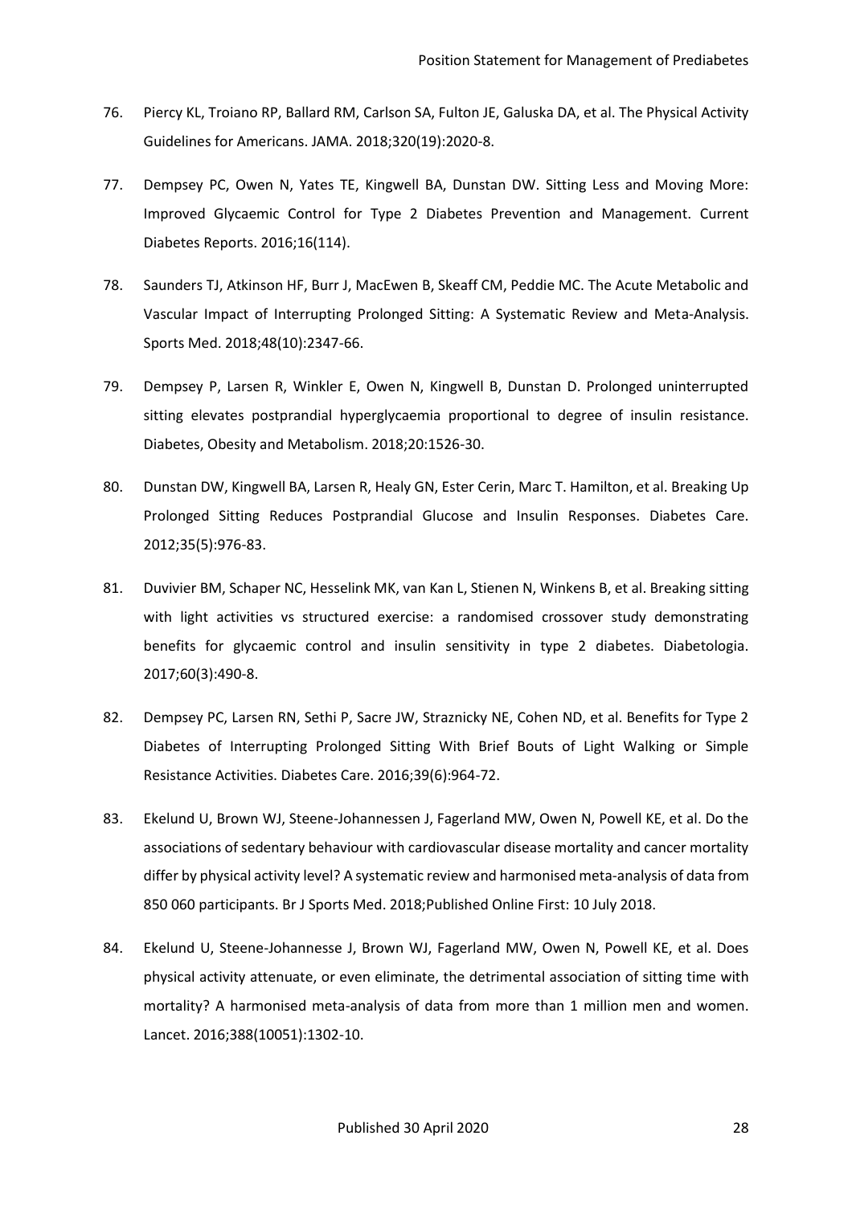76. Piercy KL, Troiano RP, Ballard RM, Carlson SA, Fulton JE, Galuska DA, et al. The Physical Activity Guidelines for Americans. JAMA. 2018;320(19):2020-8.

77. Dempsey PC, Owen N, Yates TE, Kingwell BA, Dunstan DW. Sitting Less and Moving More: Improved Glycaemic Control for Type 2 Diabetes Prevention and Management. Current Diabetes Reports. 2016;16(114).

78. Saunders TJ, Atkinson HF, Burr J, MacEwen B, Skeaff CM, Peddie MC. The Acute Metabolic and Vascular Impact of Interrupting Prolonged Sitting: A Systematic Review and Meta-Analysis. Sports Med. 2018;48(10):2347-66.

79. Dempsey P, Larsen R, Winkler E, Owen N, Kingwell B, Dunstan D. Prolonged uninterrupted sitting elevates postprandial hyperglycaemia proportional to degree of insulin resistance. Diabetes, Obesity and Metabolism. 2018;20:1526-30.

80. Dunstan DW, Kingwell BA, Larsen R, Healy GN, Ester Cerin, Marc T. Hamilton, et al. Breaking Up Prolonged Sitting Reduces Postprandial Glucose and Insulin Responses. Diabetes Care. 2012;35(5):976-83.

81. Duvivier BM, Schaper NC, Hesselink MK, van Kan L, Stienen N, Winkens B, et al. Breaking sitting with light activities vs structured exercise: a randomised crossover study demonstrating benefits for glycaemic control and insulin sensitivity in type 2 diabetes. Diabetologia. 2017;60(3):490-8.

82. Dempsey PC, Larsen RN, Sethi P, Sacre JW, Straznicky NE, Cohen ND, et al. Benefits for Type 2 Diabetes of Interrupting Prolonged Sitting With Brief Bouts of Light Walking or Simple Resistance Activities. Diabetes Care. 2016;39(6):964-72.

83. Ekelund U, Brown WJ, Steene-Johannessen J, Fagerland MW, Owen N, Powell KE, et al. Do the associations of sedentary behaviour with cardiovascular disease mortality and cancer mortality differ by physical activity level? A systematic review and harmonised meta-analysis of data from 850 060 participants. Br J Sports Med. 2018;Published Online First: 10 July 2018.

84. Ekelund U, Steene-Johannesse J, Brown WJ, Fagerland MW, Owen N, Powell KE, et al. Does physical activity attenuate, or even eliminate, the detrimental association of sitting time with mortality? A harmonised meta-analysis of data from more than 1 million men and women. Lancet. 2016;388(10051):1302-10.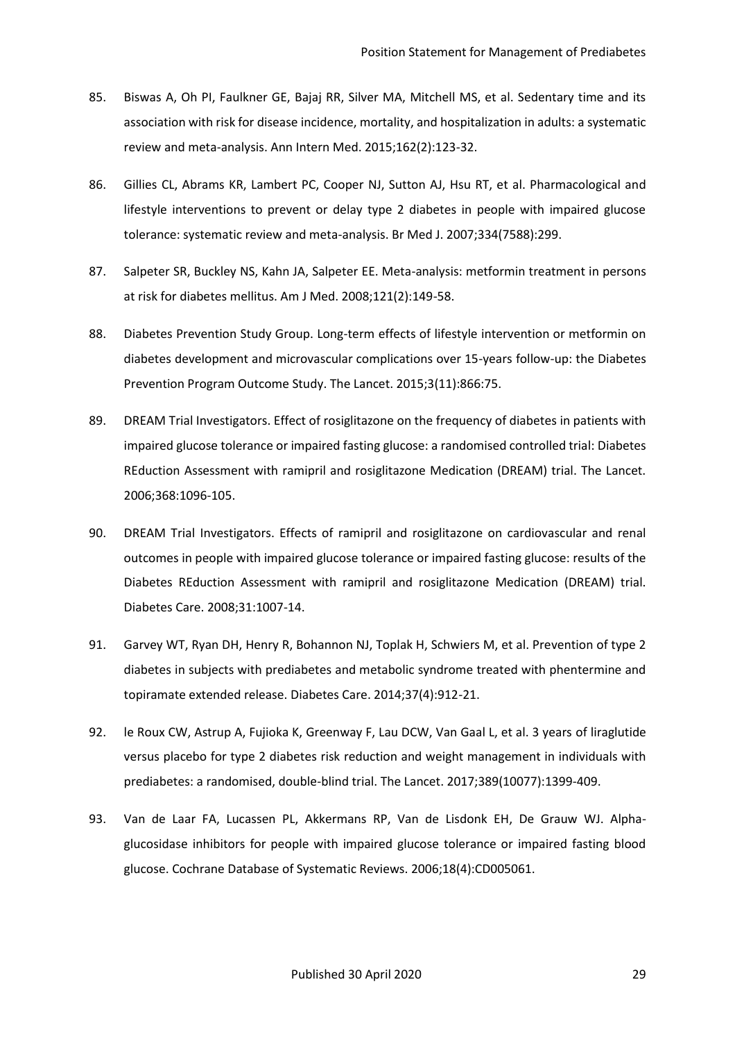85. Biswas A, Oh PI, Faulkner GE, Bajaj RR, Silver MA, Mitchell MS, et al. Sedentary time and its association with risk for disease incidence, mortality, and hospitalization in adults: a systematic review and meta-analysis. Ann Intern Med. 2015;162(2):123-32.

86. Gillies CL, Abrams KR, Lambert PC, Cooper NJ, Sutton AJ, Hsu RT, et al. Pharmacological and lifestyle interventions to prevent or delay type 2 diabetes in people with impaired glucose tolerance: systematic review and meta-analysis. Br Med J. 2007;334(7588):299.

87. Salpeter SR, Buckley NS, Kahn JA, Salpeter EE. Meta-analysis: metformin treatment in persons at risk for diabetes mellitus. Am J Med. 2008;121(2):149-58.

88. Diabetes Prevention Study Group. Long-term effects of lifestyle intervention or metformin on diabetes development and microvascular complications over 15-years follow-up: the Diabetes Prevention Program Outcome Study. The Lancet. 2015;3(11):866:75.

89. DREAM Trial Investigators. Effect of rosiglitazone on the frequency of diabetes in patients with impaired glucose tolerance or impaired fasting glucose: a randomised controlled trial: Diabetes REduction Assessment with ramipril and rosiglitazone Medication (DREAM) trial. The Lancet. 2006;368:1096-105.

90. DREAM Trial Investigators. Effects of ramipril and rosiglitazone on cardiovascular and renal outcomes in people with impaired glucose tolerance or impaired fasting glucose: results of the Diabetes REduction Assessment with ramipril and rosiglitazone Medication (DREAM) trial. Diabetes Care. 2008;31:1007-14.

91. Garvey WT, Ryan DH, Henry R, Bohannon NJ, Toplak H, Schwiers M, et al. Prevention of type 2 diabetes in subjects with prediabetes and metabolic syndrome treated with phentermine and topiramate extended release. Diabetes Care. 2014;37(4):912-21.

92. le Roux CW, Astrup A, Fujioka K, Greenway F, Lau DCW, Van Gaal L, et al. 3 years of liraglutide versus placebo for type 2 diabetes risk reduction and weight management in individuals with prediabetes: a randomised, double-blind trial. The Lancet. 2017;389(10077):1399-409.

93. Van de Laar FA, Lucassen PL, Akkermans RP, Van de Lisdonk EH, De Grauw WJ. Alpha-glucosidase inhibitors for people with impaired glucose tolerance or impaired fasting blood glucose. Cochrane Database of Systematic Reviews. 2006;18(4):CD005061.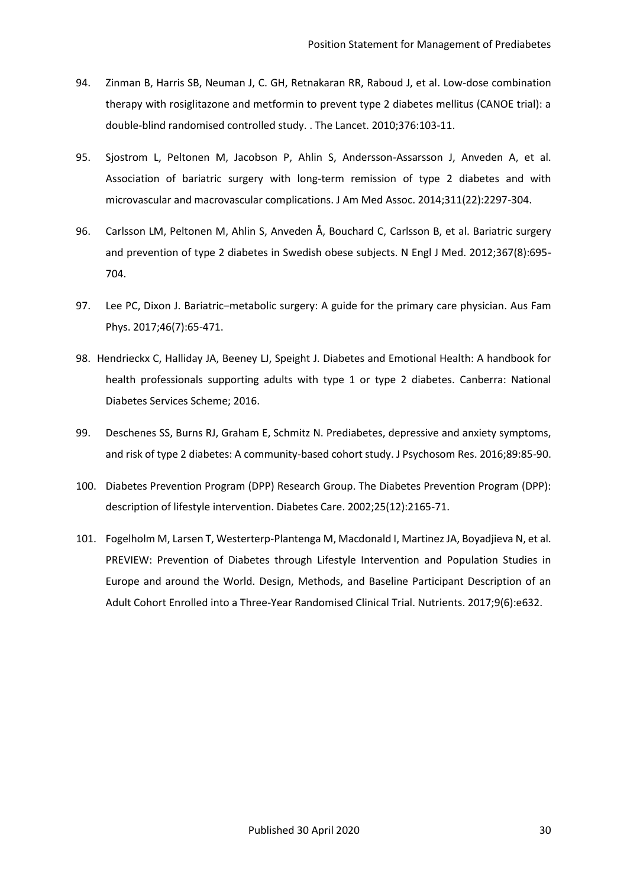94. Zinman B, Harris SB, Neuman J, C. GH, Retnakaran RR, Raboud J, et al. Low-dose combination therapy with rosiglitazone and metformin to prevent type 2 diabetes mellitus (CANOE trial): a double-blind randomised controlled study. . The Lancet. 2010;376:103-11.

95. Sjostrom L, Peltonen M, Jacobson P, Ahlin S, Andersson-Assarsson J, Anveden A, et al. Association of bariatric surgery with long-term remission of type 2 diabetes and with microvascular and macrovascular complications. J Am Med Assoc. 2014;311(22):2297-304.

96. Carlsson LM, Peltonen M, Ahlin S, Anveden Å, Bouchard C, Carlsson B, et al. Bariatric surgery and prevention of type 2 diabetes in Swedish obese subjects. N Engl J Med. 2012;367(8):695-704.

97. Lee PC, Dixon J. Bariatric–metabolic surgery: A guide for the primary care physician. Aus Fam Phys. 2017;46(7):65-471.

98. Hendrieckx C, Halliday JA, Beeney LJ, Speight J. Diabetes and Emotional Health: A handbook for health professionals supporting adults with type 1 or type 2 diabetes. Canberra: National Diabetes Services Scheme; 2016.

99. Deschenes SS, Burns RJ, Graham E, Schmitz N. Prediabetes, depressive and anxiety symptoms, and risk of type 2 diabetes: A community-based cohort study. J Psychosom Res. 2016;89:85-90.

100. Diabetes Prevention Program (DPP) Research Group. The Diabetes Prevention Program (DPP): description of lifestyle intervention. Diabetes Care. 2002;25(12):2165-71.

101. Fogelholm M, Larsen T, Westerterp-Plantenga M, Macdonald I, Martinez JA, Boyadjieva N, et al. PREVIEW: Prevention of Diabetes through Lifestyle Intervention and Population Studies in Europe and around the World. Design, Methods, and Baseline Participant Description of an Adult Cohort Enrolled into a Three-Year Randomised Clinical Trial. Nutrients. 2017;9(6):e632.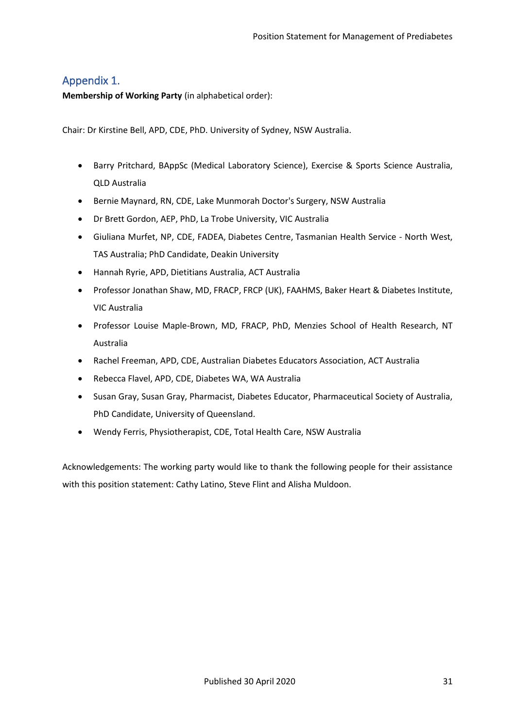## Appendix 1.

**Membership of Working Party** (in alphabetical order):

Chair: Dr Kirstine Bell, APD, CDE, PhD. University of Sydney, NSW Australia.

- Barry Pritchard, BAppSc (Medical Laboratory Science), Exercise & Sports Science Australia, QLD Australia
- Bernie Maynard, RN, CDE, Lake Munmorah Doctor's Surgery, NSW Australia
- Dr Brett Gordon, AEP, PhD, La Trobe University, VIC Australia
- Giuliana Murfet, NP, CDE, FADEA, Diabetes Centre, Tasmanian Health Service - North West, TAS Australia; PhD Candidate, Deakin University
- Hannah Ryrie, APD, Dietitians Australia, ACT Australia
- Professor Jonathan Shaw, MD, FRACP, FRCP (UK), FAAHMS, Baker Heart & Diabetes Institute, VIC Australia
- Professor Louise Maple-Brown, MD, FRACP, PhD, Menzies School of Health Research, NT Australia
- Rachel Freeman, APD, CDE, Australian Diabetes Educators Association, ACT Australia
- Rebecca Flavel, APD, CDE, Diabetes WA, WA Australia
- Susan Gray, Susan Gray, Pharmacist, Diabetes Educator, Pharmaceutical Society of Australia, PhD Candidate, University of Queensland.
- Wendy Ferris, Physiotherapist, CDE, Total Health Care, NSW Australia

Acknowledgements: The working party would like to thank the following people for their assistance with this position statement: Cathy Latino, Steve Flint and Alisha Muldoon.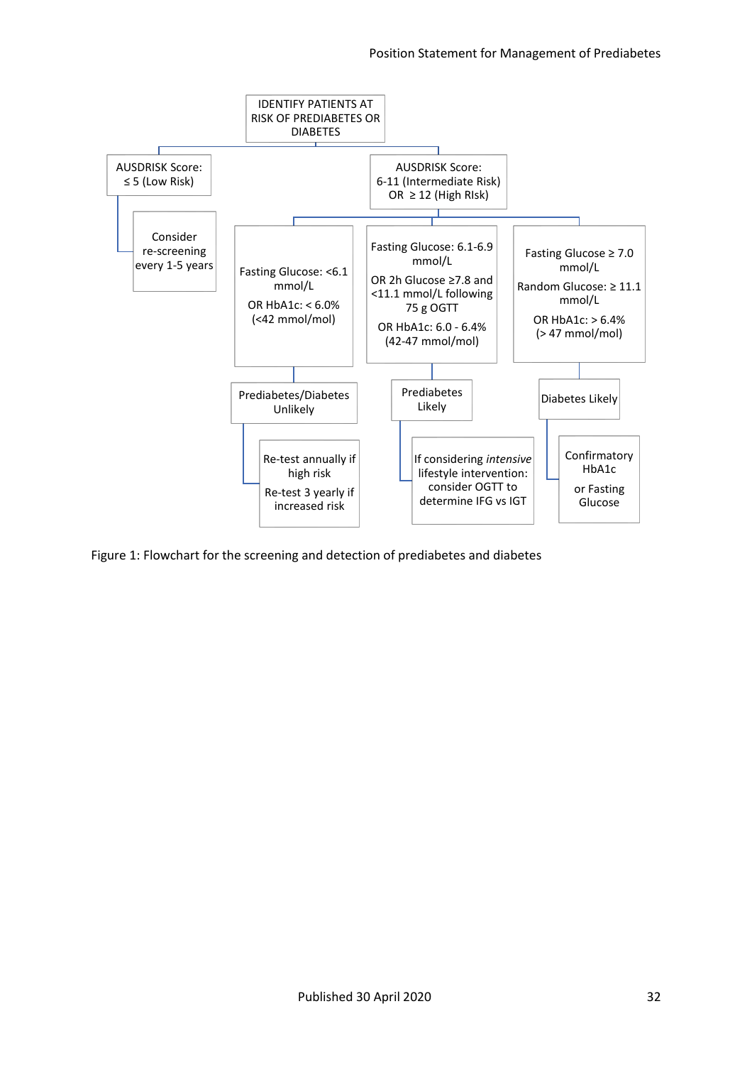IDENTIFY PATIENTS AT RISK OF PREDIABETES OR DIABETES

AUSDRISK Score: ≤ 5 (Low Risk)

Consider re-screening every 1-5 years

AUSDRISK Score: 6-11 (Intermediate Risk) OR ≥ 12 (High RIsk)

Fasting Glucose: <6.1 mmol/L

OR HbA1c: < 6.0% (<42 mmol/mol)

Prediabetes/Diabetes Unlikely

Re-test annually if high risk

Re-test 3 yearly if increased risk

Fasting Glucose: 6.1-6.9 mmol/L

OR 2h Glucose ≥7.8 and <11.1 mmol/L following 75 g OGTT

OR HbA1c: 6.0 - 6.4% (42-47 mmol/mol)

Prediabetes Likely

If considering *intensive* lifestyle intervention: consider OGTT to determine IFG vs IGT

Fasting Glucose ≥ 7.0 mmol/L

Random Glucose: ≥ 11.1 mmol/L

OR HbA1c: > 6.4% (> 47 mmol/mol)

Diabetes Likely

Confirmatory HbA1c

or Fasting Glucose

Figure 1: Flowchart for the screening and detection of prediabetes and diabetes